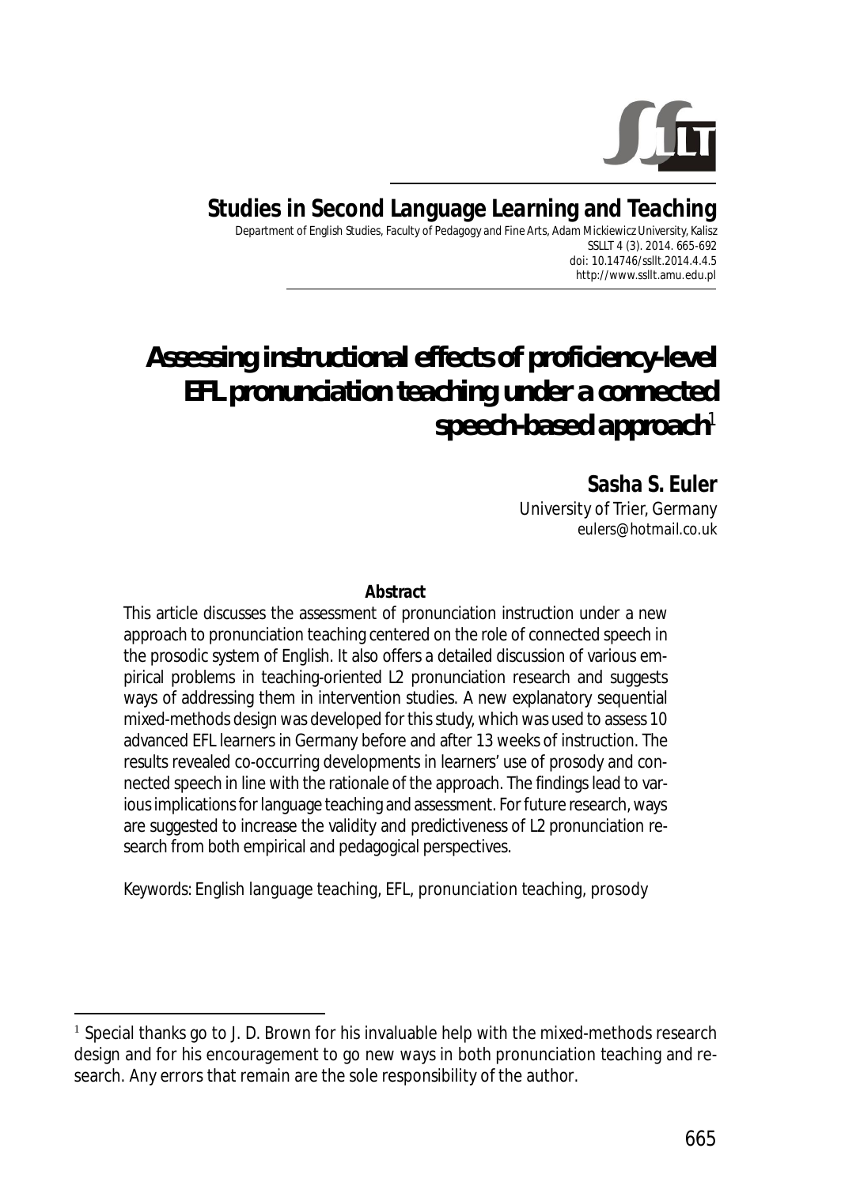**Studies in Second Language Learning and Teaching**

Department of English Studies, Faculty of Pedagogy and Fine Arts, Adam Mickiewicz University, Kalisz
SSLLT 4 (3). 2014. 665-692
doi: 10.14746/ssllt.2014.4.4.5
http://www.ssllt.amu.edu.pl

# Assessing instructional effects of proficiency-level EFL pronunciation teaching under a connected speech-based approach[1]

**Sasha S. Euler**
University of Trier, Germany
eulers@hotmail.co.uk

**Abstract**

This article discusses the assessment of pronunciation instruction under a new approach to pronunciation teaching centered on the role of connected speech in the prosodic system of English. It also offers a detailed discussion of various empirical problems in teaching-oriented L2 pronunciation research and suggests ways of addressing them in intervention studies. A new explanatory sequential mixed-methods design was developed for this study, which was used to assess 10 advanced EFL learners in Germany before and after 13 weeks of instruction. The results revealed co-occurring developments in learners' use of prosody and connected speech in line with the rationale of the approach. The findings lead to various implications for language teaching and assessment. For future research, ways are suggested to increase the validity and predictiveness of L2 pronunciation research from both empirical and pedagogical perspectives.

Keywords: English language teaching, EFL, pronunciation teaching, prosody

[1] Special thanks go to J. D. Brown for his invaluable help with the mixed-methods research design and for his encouragement to go new ways in both pronunciation teaching and research. Any errors that remain are the sole responsibility of the author.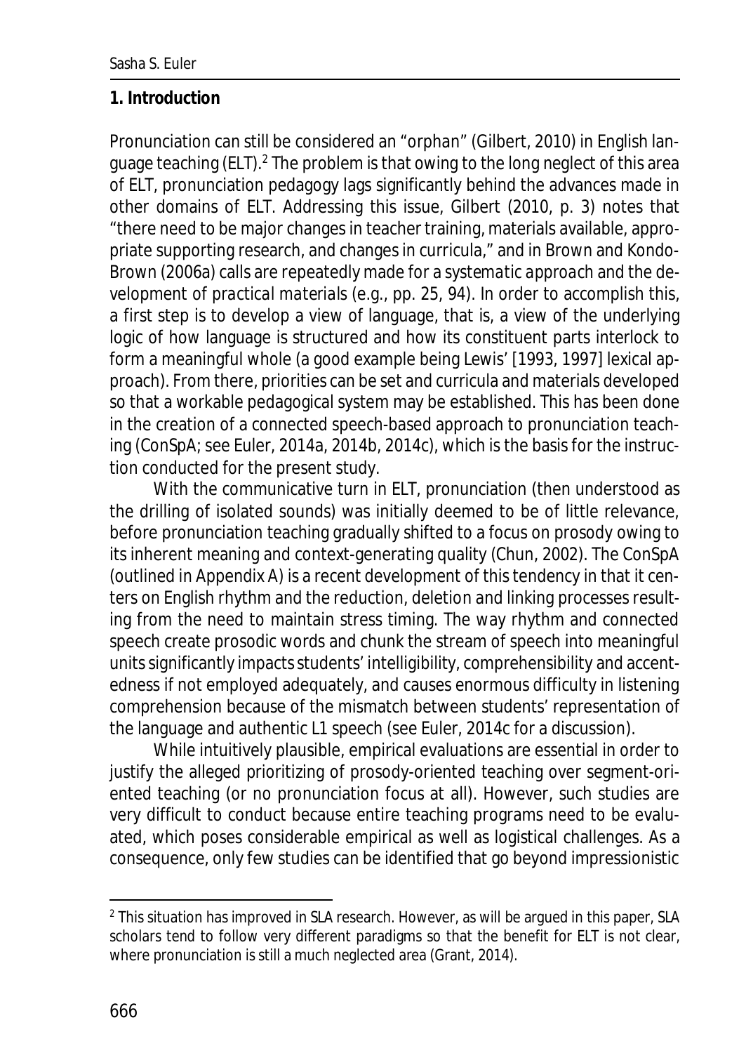## 1. Introduction

Pronunciation can still be considered an "orphan" (Gilbert, 2010) in English language teaching (ELT).[2] The problem is that owing to the long neglect of this area of ELT, pronunciation pedagogy lags significantly behind the advances made in other domains of ELT. Addressing this issue, Gilbert (2010, p. 3) notes that "there need to be major changes in teacher training, materials available, appropriate supporting research, and changes in curricula," and in Brown and Kondo-Brown (2006a) calls are repeatedly made for a *systematic approach* and the development of *practical materials* (e.g., pp. 25, 94). In order to accomplish this, a first step is to develop a view of language, that is, a view of the underlying logic of how language is structured and how its constituent parts interlock to form a meaningful whole (a good example being Lewis' [1993, 1997] lexical approach). From there, priorities can be set and curricula and materials developed so that a workable pedagogical system may be established. This has been done in the creation of a connected speech-based approach to pronunciation teaching (ConSpA; see Euler, 2014a, 2014b, 2014c), which is the basis for the instruction conducted for the present study.

With the communicative turn in ELT, pronunciation (then understood as the drilling of isolated sounds) was initially deemed to be of little relevance, before pronunciation teaching gradually shifted to a focus on prosody owing to its inherent meaning and context-generating quality (Chun, 2002). The ConSpA (outlined in Appendix A) is a recent development of this tendency in that it centers on English rhythm and the reduction, deletion and linking processes resulting from the need to maintain stress timing. The way rhythm and connected speech create prosodic words and chunk the stream of speech into meaningful units significantly impacts students' intelligibility, comprehensibility and accentedness if not employed adequately, and causes enormous difficulty in listening comprehension because of the mismatch between students' representation of the language and authentic L1 speech (see Euler, 2014c for a discussion).

While intuitively plausible, empirical evaluations are essential in order to justify the alleged prioritizing of prosody-oriented teaching over segment-oriented teaching (or no pronunciation focus at all). However, such studies are very difficult to conduct because entire teaching programs need to be evaluated, which poses considerable empirical as well as logistical challenges. As a consequence, only few studies can be identified that go beyond impressionistic

[2] This situation has improved in SLA research. However, as will be argued in this paper, SLA scholars tend to follow very different paradigms so that the benefit for ELT is not clear, where pronunciation is still a much neglected area (Grant, 2014).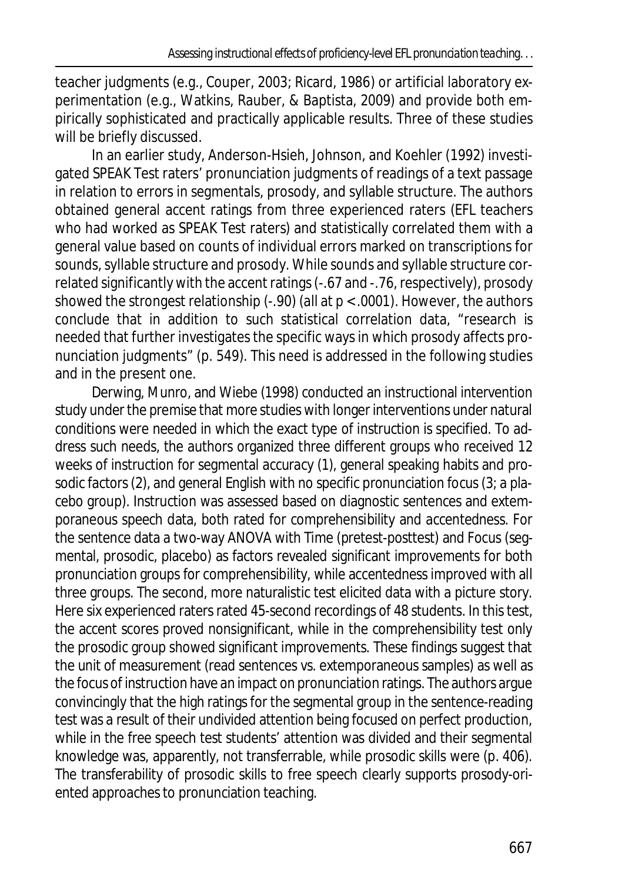teacher judgments (e.g., Couper, 2003; Ricard, 1986) or artificial laboratory experimentation (e.g., Watkins, Rauber, & Baptista, 2009) and provide both empirically sophisticated and practically applicable results. Three of these studies will be briefly discussed.

In an earlier study, Anderson-Hsieh, Johnson, and Koehler (1992) investigated SPEAK Test raters' pronunciation judgments of readings of a text passage in relation to errors in segmentals, prosody, and syllable structure. The authors obtained general accent ratings from three experienced raters (EFL teachers who had worked as SPEAK Test raters) and statistically correlated them with a general value based on counts of individual errors marked on transcriptions for sounds, syllable structure and prosody. While sounds and syllable structure correlated significantly with the accent ratings (-.67 and -.76, respectively), prosody showed the strongest relationship (-.90) (all at $p < .0001$). However, the authors conclude that in addition to such statistical correlation data, "research is needed that further investigates the specific ways in which prosody affects pronunciation judgments" (p. 549). This need is addressed in the following studies and in the present one.

Derwing, Munro, and Wiebe (1998) conducted an instructional intervention study under the premise that more studies with longer interventions under natural conditions were needed in which the exact type of instruction is specified. To address such needs, the authors organized three different groups who received 12 weeks of instruction for segmental accuracy (1), general speaking habits and prosodic factors (2), and general English with no specific pronunciation focus (3; a placebo group). Instruction was assessed based on diagnostic sentences and extemporaneous speech data, both rated for comprehensibility and accentedness. For the sentence data a two-way ANOVA with Time (pretest-posttest) and Focus (segmental, prosodic, placebo) as factors revealed significant improvements for both pronunciation groups for comprehensibility, while accentedness improved with all three groups. The second, more naturalistic test elicited data with a picture story. Here six experienced raters rated 45-second recordings of 48 students. In this test, the accent scores proved nonsignificant, while in the comprehensibility test only the prosodic group showed significant improvements. These findings suggest that the unit of measurement (read sentences vs. extemporaneous samples) as well as the focus of instruction have an impact on pronunciation ratings. The authors argue convincingly that the high ratings for the segmental group in the sentence-reading test was a result of their undivided attention being focused on perfect production, while in the free speech test students' attention was divided and their segmental knowledge was, apparently, not transferrable, while prosodic skills were (p. 406). The transferability of prosodic skills to free speech clearly supports prosody-oriented approaches to pronunciation teaching.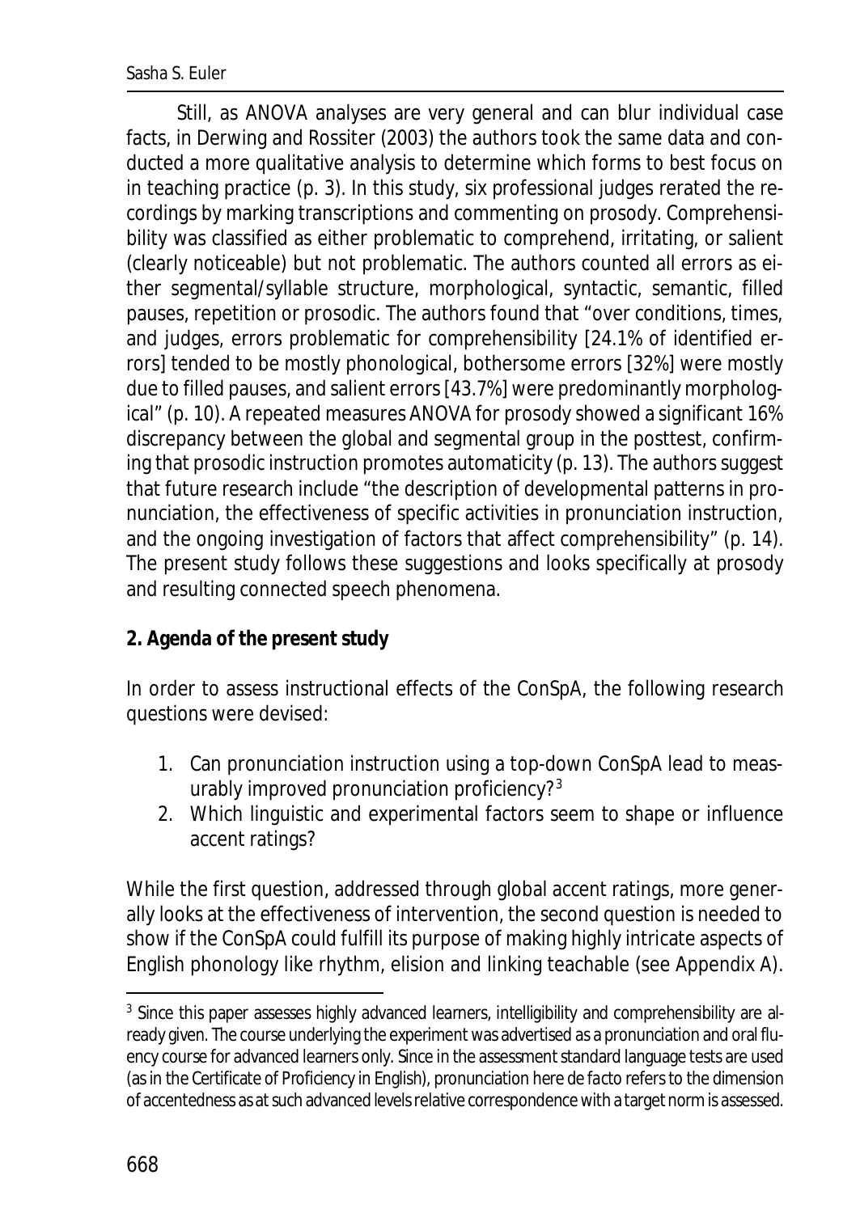Still, as ANOVA analyses are very general and can blur individual case facts, in Derwing and Rossiter (2003) the authors took the same data and conducted a more qualitative analysis to determine which forms to best focus on in teaching practice (p. 3). In this study, six professional judges rerated the recordings by marking transcriptions and commenting on prosody. Comprehensibility was classified as either problematic to comprehend, irritating, or salient (clearly noticeable) but not problematic. The authors counted all errors as either segmental/syllable structure, morphological, syntactic, semantic, filled pauses, repetition or prosodic. The authors found that "over conditions, times, and judges, errors problematic for comprehensibility [24.1% of identified errors] tended to be mostly phonological, bothersome errors [32%] were mostly due to filled pauses, and salient errors [43.7%] were predominantly morphological" (p. 10). A repeated measures ANOVA for prosody showed a significant 16% discrepancy between the global and segmental group in the posttest, confirming that prosodic instruction promotes automaticity (p. 13). The authors suggest that future research include "the description of developmental patterns in pronunciation, the effectiveness of specific activities in pronunciation instruction, and the ongoing investigation of factors that affect comprehensibility" (p. 14). The present study follows these suggestions and looks specifically at prosody and resulting connected speech phenomena.

## 2. Agenda of the present study

In order to assess instructional effects of the ConSpA, the following research questions were devised:

1. Can pronunciation instruction using a top-down ConSpA lead to measurably improved pronunciation proficiency?[3]
2. Which linguistic and experimental factors seem to shape or influence accent ratings?

While the first question, addressed through global accent ratings, more generally looks at the effectiveness of intervention, the second question is needed to show if the ConSpA could fulfill its purpose of making highly intricate aspects of English phonology like rhythm, elision and linking teachable (see Appendix A).

[3] Since this paper assesses highly advanced learners, intelligibility and comprehensibility are already given. The course underlying the experiment was advertised as a pronunciation and oral fluency course for advanced learners only. Since in the assessment standard language tests are used (as in the Certificate of Proficiency in English), pronunciation here *de facto* refers to the dimension of accentedness as at such advanced levels relative correspondence with a target norm is assessed.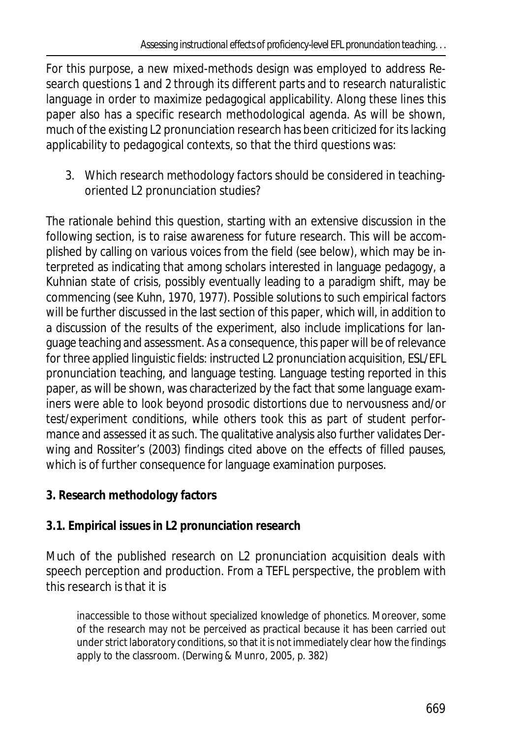For this purpose, a new mixed-methods design was employed to address Research questions 1 and 2 through its different parts and to research naturalistic language in order to maximize pedagogical applicability. Along these lines this paper also has a specific research methodological agenda. As will be shown, much of the existing L2 pronunciation research has been criticized for its lacking applicability to pedagogical contexts, so that the third questions was:

3. Which research methodology factors should be considered in teaching-oriented L2 pronunciation studies?

The rationale behind this question, starting with an extensive discussion in the following section, is to raise awareness for future research. This will be accomplished by calling on various voices from the field (see below), which may be interpreted as indicating that among scholars interested in language pedagogy, a Kuhnian state of crisis, possibly eventually leading to a paradigm shift, may be commencing (see Kuhn, 1970, 1977). Possible solutions to such empirical factors will be further discussed in the last section of this paper, which will, in addition to a discussion of the results of the experiment, also include implications for language teaching and assessment. As a consequence, this paper will be of relevance for three applied linguistic fields: instructed L2 pronunciation acquisition, ESL/EFL pronunciation teaching, and language testing. Language testing reported in this paper, as will be shown, was characterized by the fact that some language examiners were able to look beyond prosodic distortions due to nervousness and/or test/experiment conditions, while others took this as part of student performance and assessed it as such. The qualitative analysis also further validates Derwing and Rossiter's (2003) findings cited above on the effects of filled pauses, which is of further consequence for language examination purposes.

## 3. Research methodology factors

### 3.1. Empirical issues in L2 pronunciation research

Much of the published research on L2 pronunciation acquisition deals with speech perception and production. From a TEFL perspective, the problem with this research is that it is

> inaccessible to those without specialized knowledge of phonetics. Moreover, some of the research may not be perceived as practical because it has been carried out under strict laboratory conditions, so that it is not immediately clear how the findings apply to the classroom. (Derwing & Munro, 2005, p. 382)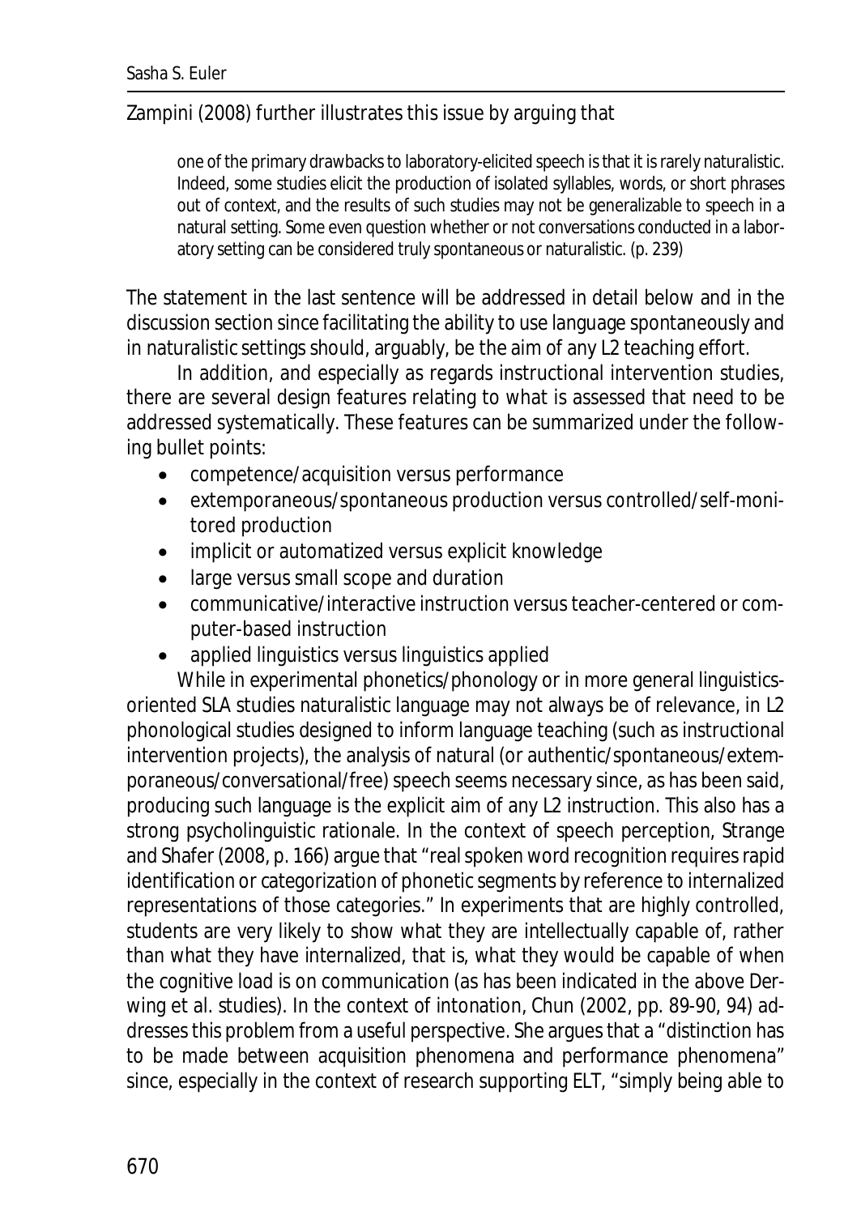Zampini (2008) further illustrates this issue by arguing that

> one of the primary drawbacks to laboratory-elicited speech is that it is rarely naturalistic. Indeed, some studies elicit the production of isolated syllables, words, or short phrases out of context, and the results of such studies may not be generalizable to speech in a natural setting. Some even question whether or not conversations conducted in a laboratory setting can be considered truly spontaneous or naturalistic. (p. 239)

The statement in the last sentence will be addressed in detail below and in the discussion section since facilitating the ability to use language spontaneously and in naturalistic settings should, arguably, be the aim of any L2 teaching effort.

In addition, and especially as regards instructional intervention studies, there are several design features relating to what is assessed that need to be addressed systematically. These features can be summarized under the following bullet points:

- competence/acquisition versus performance
- extemporaneous/spontaneous production versus controlled/self-monitored production
- implicit or automatized versus explicit knowledge
- large versus small scope and duration
- communicative/interactive instruction versus teacher-centered or computer-based instruction
- applied linguistics versus linguistics applied

While in experimental phonetics/phonology or in more general linguistics-oriented SLA studies naturalistic language may not always be of relevance, in L2 phonological studies designed to inform language teaching (such as instructional intervention projects), the analysis of natural (or authentic/spontaneous/extemporaneous/conversational/free) speech seems necessary since, as has been said, producing such language is the explicit aim of any L2 instruction. This also has a strong psycholinguistic rationale. In the context of speech perception, Strange and Shafer (2008, p. 166) argue that "real spoken word recognition requires rapid identification or categorization of phonetic segments by reference to internalized representations of those categories." In experiments that are highly controlled, students are very likely to show what they are intellectually capable of, rather than what they have internalized, that is, what they would be capable of when the cognitive load is on communication (as has been indicated in the above Derwing et al. studies). In the context of intonation, Chun (2002, pp. 89-90, 94) addresses this problem from a useful perspective. She argues that a "distinction has to be made between acquisition phenomena and performance phenomena" since, especially in the context of research supporting ELT, "simply being able to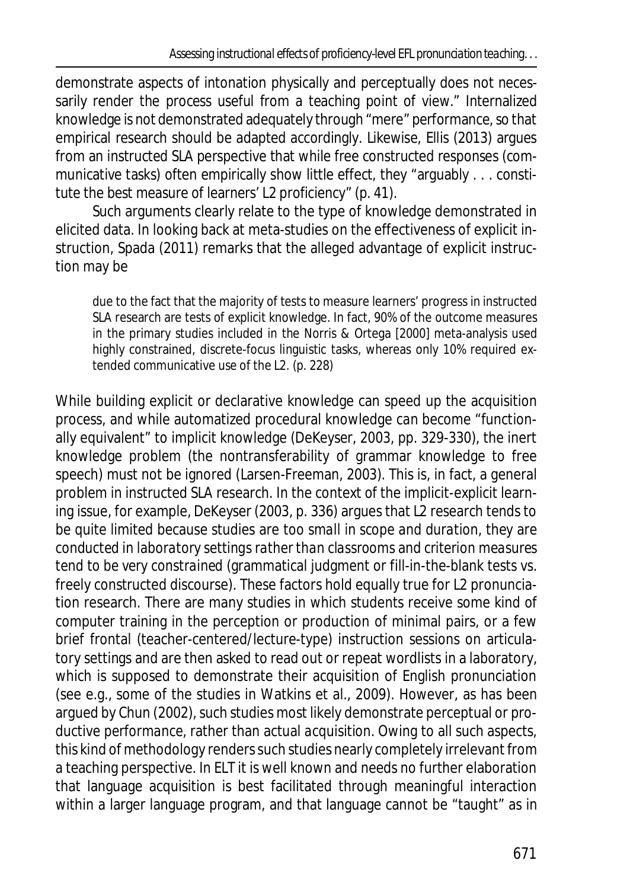demonstrate aspects of intonation physically and perceptually does not necessarily render the process useful from a teaching point of view." Internalized knowledge is not demonstrated adequately through "mere" performance, so that empirical research should be adapted accordingly. Likewise, Ellis (2013) argues from an instructed SLA perspective that while free constructed responses (communicative tasks) often empirically show little effect, they "arguably . . . constitute the best measure of learners' L2 proficiency" (p. 41).

Such arguments clearly relate to the type of knowledge demonstrated in elicited data. In looking back at meta-studies on the effectiveness of explicit instruction, Spada (2011) remarks that the alleged advantage of explicit instruction may be

> due to the fact that the majority of tests to measure learners' progress in instructed SLA research are tests of explicit knowledge. In fact, 90% of the outcome measures in the primary studies included in the Norris & Ortega [2000] meta-analysis used highly constrained, discrete-focus linguistic tasks, whereas only 10% required extended communicative use of the L2. (p. 228)

While building explicit or declarative knowledge can speed up the acquisition process, and while automatized procedural knowledge can become "functionally equivalent" to implicit knowledge (DeKeyser, 2003, pp. 329-330), the inert knowledge problem (the nontransferability of grammar knowledge to free speech) must not be ignored (Larsen-Freeman, 2003). This is, in fact, a general problem in instructed SLA research. In the context of the implicit-explicit learning issue, for example, DeKeyser (2003, p. 336) argues that L2 research tends to be quite limited because studies are *too small in scope and duration*, they are *conducted in laboratory settings rather than classrooms* and *criterion measures tend to be very constrained* (grammatical judgment or fill-in-the-blank tests vs. freely constructed discourse). These factors hold equally true for L2 pronunciation research. There are many studies in which students receive some kind of computer training in the perception or production of minimal pairs, or a few brief frontal (teacher-centered/lecture-type) instruction sessions on articulatory settings and are then asked to read out or repeat wordlists in a laboratory, which is supposed to demonstrate their acquisition of English pronunciation (see e.g., some of the studies in Watkins et al., 2009). However, as has been argued by Chun (2002), such studies most likely demonstrate perceptual or productive *performance*, rather than actual *acquisition*. Owing to all such aspects, this kind of methodology renders such studies nearly completely irrelevant from a teaching perspective. In ELT it is well known and needs no further elaboration that language acquisition is best facilitated through meaningful interaction within a larger language program, and that language cannot be "taught" as in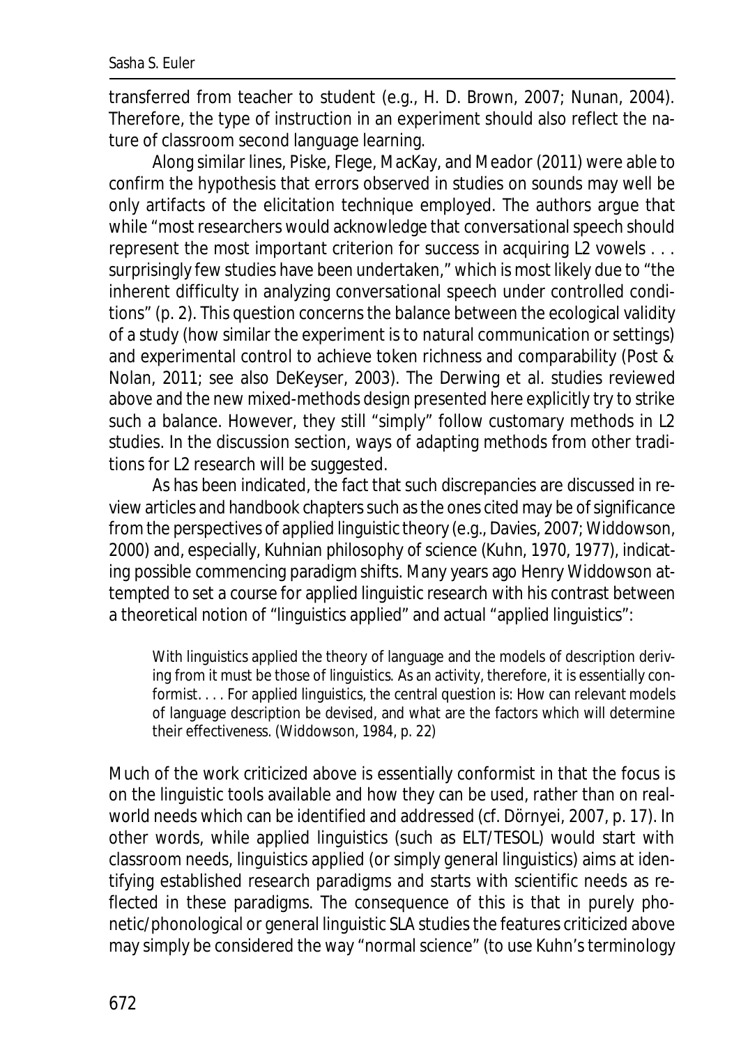transferred from teacher to student (e.g., H. D. Brown, 2007; Nunan, 2004). Therefore, the type of instruction in an experiment should also reflect the nature of classroom second language learning.

Along similar lines, Piske, Flege, MacKay, and Meador (2011) were able to confirm the hypothesis that errors observed in studies on sounds may well be only artifacts of the elicitation technique employed. The authors argue that while "most researchers would acknowledge that conversational speech should represent the most important criterion for success in acquiring L2 vowels . . . surprisingly few studies have been undertaken," which is most likely due to "the inherent difficulty in analyzing conversational speech under controlled conditions" (p. 2). This question concerns the balance between the ecological validity of a study (how similar the experiment is to natural communication or settings) and experimental control to achieve token richness and comparability (Post & Nolan, 2011; see also DeKeyser, 2003). The Derwing et al. studies reviewed above and the new mixed-methods design presented here explicitly try to strike such a balance. However, they still "simply" follow customary methods in L2 studies. In the discussion section, ways of adapting methods from other traditions for L2 research will be suggested.

As has been indicated, the fact that such discrepancies are discussed in review articles and handbook chapters such as the ones cited may be of significance from the perspectives of applied linguistic theory (e.g., Davies, 2007; Widdowson, 2000) and, especially, Kuhnian philosophy of science (Kuhn, 1970, 1977), indicating possible commencing paradigm shifts. Many years ago Henry Widdowson attempted to set a course for applied linguistic research with his contrast between a theoretical notion of "linguistics applied" and actual "applied linguistics":

> With linguistics applied the theory of language and the models of description deriving from it must be those of linguistics. As an activity, therefore, it is essentially conformist. . . . For applied linguistics, the central question is: How can relevant models of language description be devised, and what are the factors which will determine their effectiveness. (Widdowson, 1984, p. 22)

Much of the work criticized above is essentially conformist in that the focus is on the linguistic tools available and how they can be used, rather than on real-world needs which can be identified and addressed (cf. Dörnyei, 2007, p. 17). In other words, while applied linguistics (such as ELT/TESOL) would start with classroom needs, linguistics applied (or simply general linguistics) aims at identifying established research paradigms and starts with scientific needs as reflected in these paradigms. The consequence of this is that in purely phonetic/phonological or general linguistic SLA studies the features criticized above may simply be considered the way "normal science" (to use Kuhn's terminology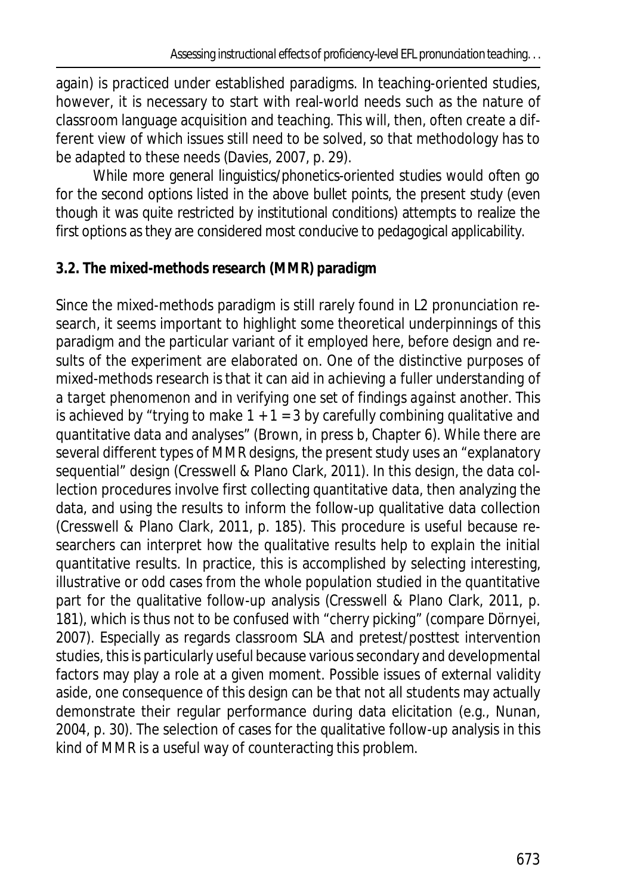again) is practiced under established paradigms. In teaching-oriented studies, however, it is necessary to start with real-world needs such as the nature of classroom language acquisition and teaching. This will, then, often create a different view of which issues still need to be solved, so that methodology has to be adapted to these needs (Davies, 2007, p. 29).

While more general linguistics/phonetics-oriented studies would often go for the second options listed in the above bullet points, the present study (even though it was quite restricted by institutional conditions) attempts to realize the first options as they are considered most conducive to pedagogical applicability.

### 3.2. The mixed-methods research (MMR) paradigm

Since the mixed-methods paradigm is still rarely found in L2 pronunciation research, it seems important to highlight some theoretical underpinnings of this paradigm and the particular variant of it employed here, before design and results of the experiment are elaborated on. One of the distinctive purposes of mixed-methods research is that it can aid in *achieving a fuller understanding of a target phenomenon* and in *verifying one set of findings against another*. This is achieved by "trying to make 1 + 1 = 3 by carefully combining qualitative and quantitative data and analyses" (Brown, in press b, Chapter 6). While there are several different types of MMR designs, the present study uses an "explanatory sequential" design (Cresswell & Plano Clark, 2011). In this design, the data collection procedures involve first collecting quantitative data, then analyzing the data, and using the results to inform the follow-up qualitative data collection (Cresswell & Plano Clark, 2011, p. 185). This procedure is useful because researchers can interpret how the qualitative results help to *explain* the initial quantitative results. In practice, this is accomplished by selecting interesting, illustrative or odd cases from the whole population studied in the quantitative part for the qualitative follow-up analysis (Cresswell & Plano Clark, 2011, p. 181), which is thus not to be confused with "cherry picking" (compare Dörnyei, 2007). Especially as regards classroom SLA and pretest/posttest intervention studies, this is particularly useful because various secondary and developmental factors may play a role at a given moment. Possible issues of external validity aside, one consequence of this design can be that not all students may actually demonstrate their regular performance during data elicitation (e.g., Nunan, 2004, p. 30). The selection of cases for the qualitative follow-up analysis in this kind of MMR is a useful way of counteracting this problem.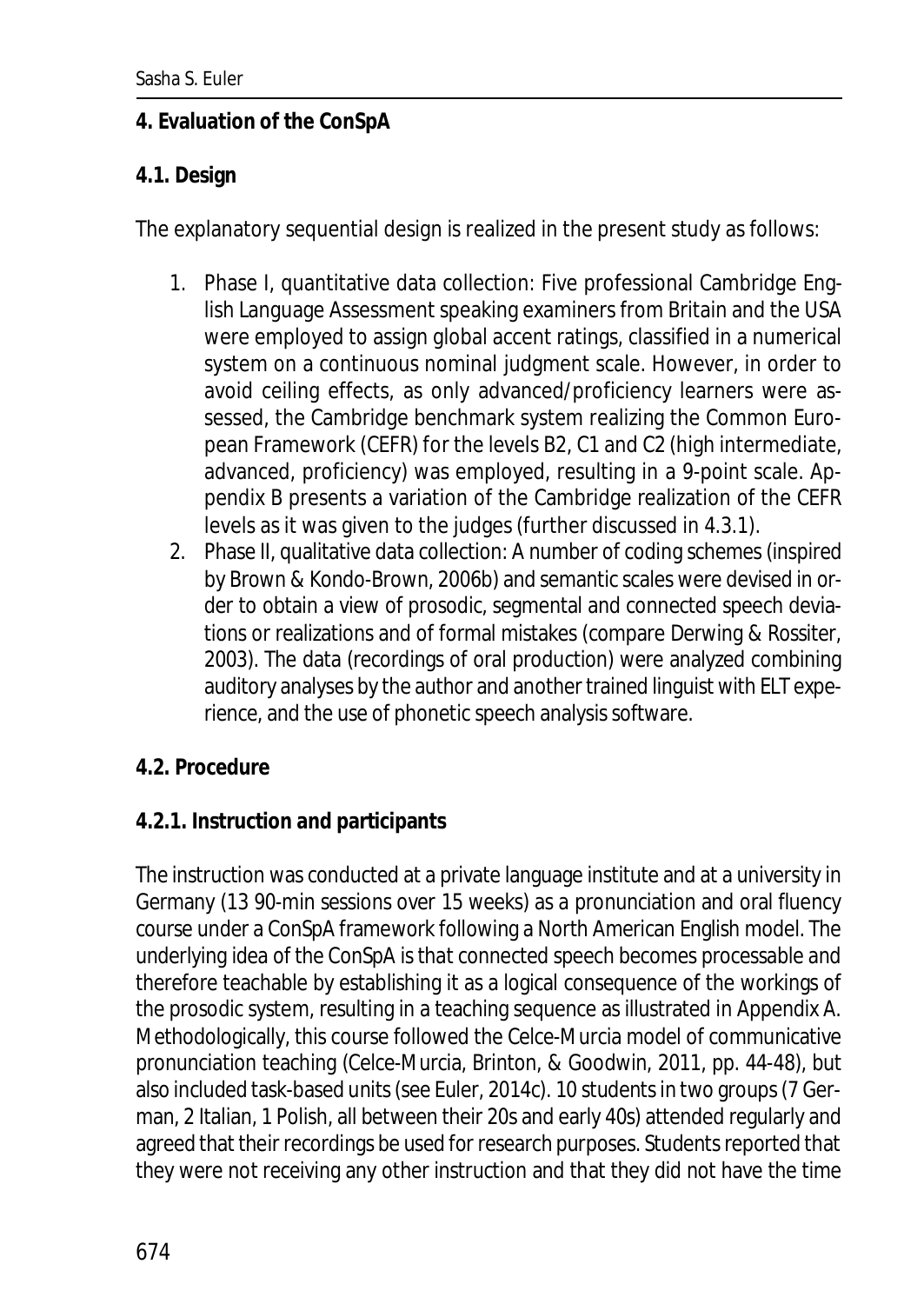## 4. Evaluation of the ConSpA

### 4.1. Design

The explanatory sequential design is realized in the present study as follows:

1. Phase I, quantitative data collection: Five professional Cambridge English Language Assessment speaking examiners from Britain and the USA were employed to assign global accent ratings, classified in a numerical system on a continuous nominal judgment scale. However, in order to avoid ceiling effects, as only advanced/proficiency learners were assessed, the Cambridge benchmark system realizing the Common European Framework (CEFR) for the levels B2, C1 and C2 (high intermediate, advanced, proficiency) was employed, resulting in a 9-point scale. Appendix B presents a variation of the Cambridge realization of the CEFR levels as it was given to the judges (further discussed in 4.3.1).
2. Phase II, qualitative data collection: A number of coding schemes (inspired by Brown & Kondo-Brown, 2006b) and semantic scales were devised in order to obtain a view of prosodic, segmental and connected speech deviations or realizations and of formal mistakes (compare Derwing & Rossiter, 2003). The data (recordings of oral production) were analyzed combining auditory analyses by the author and another trained linguist with ELT experience, and the use of phonetic speech analysis software.

### 4.2. Procedure

#### 4.2.1. Instruction and participants

The instruction was conducted at a private language institute and at a university in Germany (13 90-min sessions over 15 weeks) as a pronunciation and oral fluency course under a ConSpA framework following a North American English model. The underlying idea of the ConSpA is that connected speech becomes processable and therefore teachable by establishing it as a logical consequence of the workings of the prosodic system, resulting in a teaching sequence as illustrated in Appendix A. Methodologically, this course followed the Celce-Murcia model of communicative pronunciation teaching (Celce-Murcia, Brinton, & Goodwin, 2011, pp. 44-48), but also included task-based units (see Euler, 2014c). 10 students in two groups (7 German, 2 Italian, 1 Polish, all between their 20s and early 40s) attended regularly and agreed that their recordings be used for research purposes. Students reported that they were not receiving any other instruction and that they did not have the time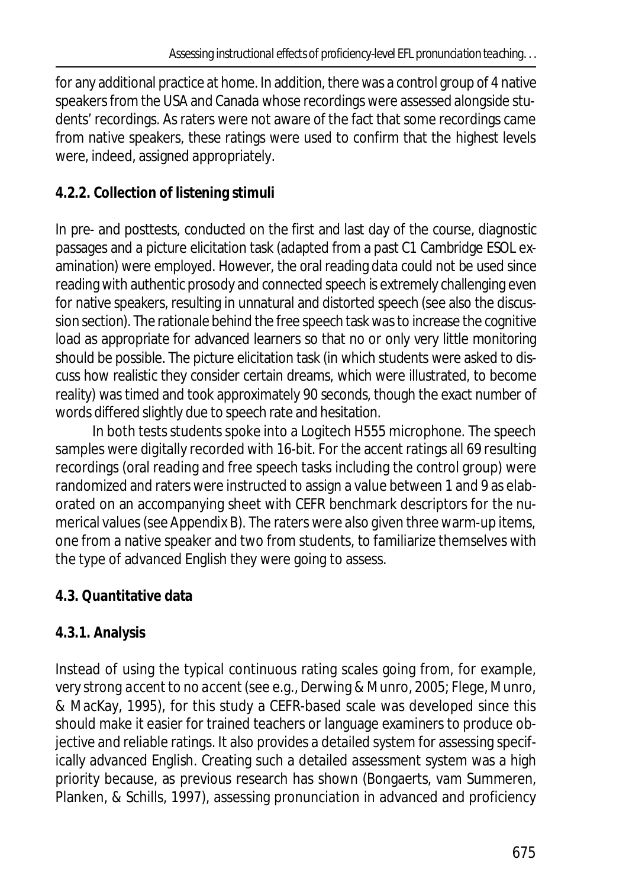for any additional practice at home. In addition, there was a control group of 4 native speakers from the USA and Canada whose recordings were assessed alongside students' recordings. As raters were not aware of the fact that some recordings came from native speakers, these ratings were used to confirm that the highest levels were, indeed, assigned appropriately.

#### 4.2.2. Collection of listening stimuli

In pre- and posttests, conducted on the first and last day of the course, diagnostic passages and a picture elicitation task (adapted from a past C1 Cambridge ESOL examination) were employed. However, the oral reading data could not be used since reading with authentic prosody and connected speech is extremely challenging even for native speakers, resulting in unnatural and distorted speech (see also the discussion section). The rationale behind the free speech task was to increase the cognitive load as appropriate for advanced learners so that no or only very little monitoring should be possible. The picture elicitation task (in which students were asked to discuss how realistic they consider certain dreams, which were illustrated, to become reality) was timed and took approximately 90 seconds, though the exact number of words differed slightly due to speech rate and hesitation.

In both tests students spoke into a Logitech H555 microphone. The speech samples were digitally recorded with 16-bit. For the accent ratings all 69 resulting recordings (oral reading and free speech tasks including the control group) were randomized and raters were instructed to assign a value between 1 and 9 as elaborated on an accompanying sheet with CEFR benchmark descriptors for the numerical values (see Appendix B). The raters were also given three warm-up items, one from a native speaker and two from students, to familiarize themselves with the type of advanced English they were going to assess.

### 4.3. Quantitative data

#### 4.3.1. Analysis

Instead of using the typical continuous rating scales going from, for example, *very strong accent* to *no accent* (see e.g., Derwing & Munro, 2005; Flege, Munro, & MacKay, 1995), for this study a CEFR-based scale was developed since this should make it easier for trained teachers or language examiners to produce objective and reliable ratings. It also provides a detailed system for assessing specifically advanced English. Creating such a detailed assessment system was a high priority because, as previous research has shown (Bongaerts, vam Summeren, Planken, & Schills, 1997), assessing pronunciation in advanced and proficiency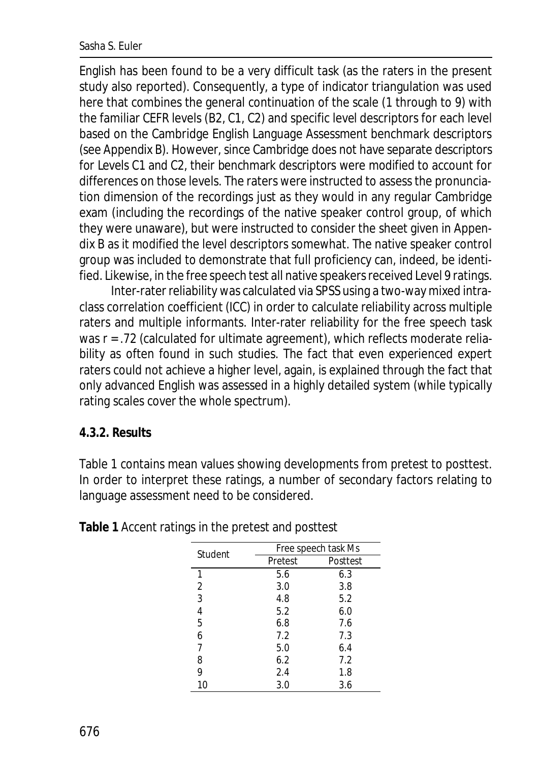English has been found to be a very difficult task (as the raters in the present study also reported). Consequently, a type of indicator triangulation was used here that combines the general continuation of the scale (1 through to 9) with the familiar CEFR levels (B2, C1, C2) and specific level descriptors for each level based on the Cambridge English Language Assessment benchmark descriptors (see Appendix B). However, since Cambridge does not have separate descriptors for Levels C1 and C2, their benchmark descriptors were modified to account for differences on those levels. The raters were instructed to assess the pronunciation dimension of the recordings just as they would in any regular Cambridge exam (including the recordings of the native speaker control group, of which they were unaware), but were instructed to consider the sheet given in Appendix B as it modified the level descriptors somewhat. The native speaker control group was included to demonstrate that full proficiency can, indeed, be identified. Likewise, in the free speech test all native speakers received Level 9 ratings.

Inter-rater reliability was calculated via SPSS using a two-way mixed intraclass correlation coefficient (ICC) in order to calculate reliability across multiple raters and multiple informants. Inter-rater reliability for the free speech task was $r = .72$ (calculated for ultimate agreement), which reflects moderate reliability as often found in such studies. The fact that even experienced expert raters could not achieve a higher level, again, is explained through the fact that only advanced English was assessed in a highly detailed system (while typically rating scales cover the whole spectrum).

### 4.3.2. Results

Table 1 contains mean values showing developments from pretest to posttest. In order to interpret these ratings, a number of secondary factors relating to language assessment need to be considered.

**Table 1** Accent ratings in the pretest and posttest

| Student | Free speech task *M*s | |
|---|---|---|
| | Pretest | Posttest |
| 1 | 5.6 | 6.3 |
| 2 | 3.0 | 3.8 |
| 3 | 4.8 | 5.2 |
| 4 | 5.2 | 6.0 |
| 5 | 6.8 | 7.6 |
| 6 | 7.2 | 7.3 |
| 7 | 5.0 | 6.4 |
| 8 | 6.2 | 7.2 |
| 9 | 2.4 | 1.8 |
| 10 | 3.0 | 3.6 |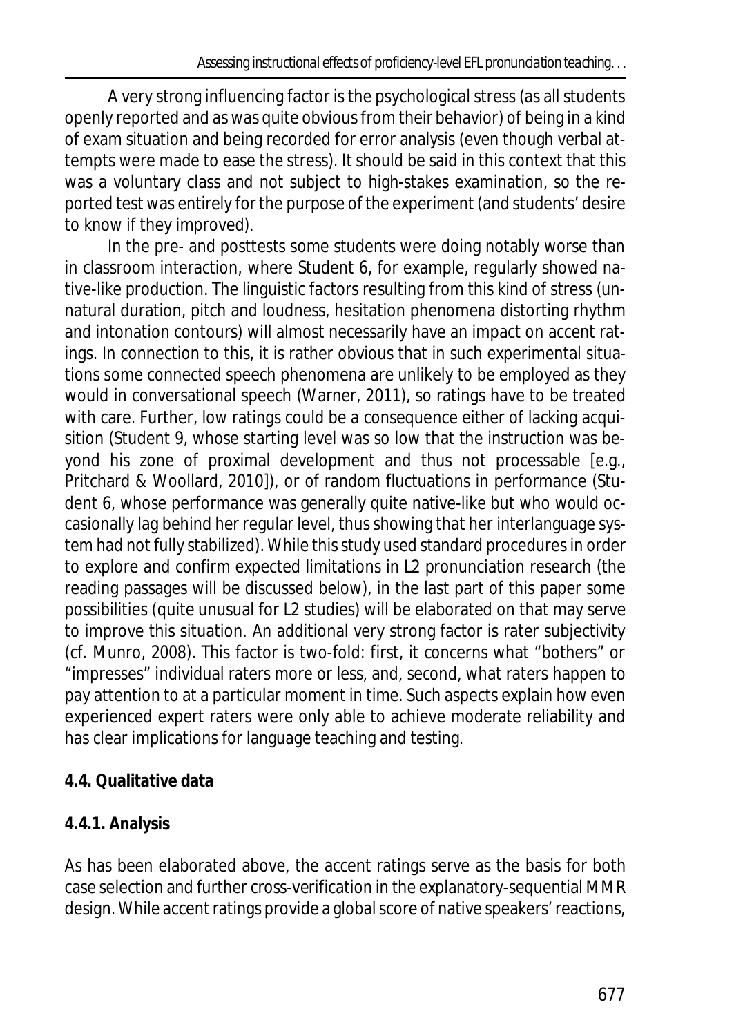A very strong influencing factor is the psychological stress (as all students openly reported and as was quite obvious from their behavior) of being in a kind of exam situation and being recorded for error analysis (even though verbal attempts were made to ease the stress). It should be said in this context that this was a voluntary class and not subject to high-stakes examination, so the reported test was entirely for the purpose of the experiment (and students' desire to know if they improved).

In the pre- and posttests some students were doing notably worse than in classroom interaction, where Student 6, for example, regularly showed native-like production. The linguistic factors resulting from this kind of stress (unnatural duration, pitch and loudness, hesitation phenomena distorting rhythm and intonation contours) will almost necessarily have an impact on accent ratings. In connection to this, it is rather obvious that in such experimental situations some connected speech phenomena are unlikely to be employed as they would in conversational speech (Warner, 2011), so ratings have to be treated with care. Further, low ratings could be a consequence either of lacking acquisition (Student 9, whose starting level was so low that the instruction was beyond his zone of proximal development and thus not processable [e.g., Pritchard & Woollard, 2010]), or of random fluctuations in performance (Student 6, whose performance was generally quite native-like but who would occasionally lag behind her regular level, thus showing that her interlanguage system had not fully stabilized). While this study used standard procedures in order to explore and confirm expected limitations in L2 pronunciation research (the reading passages will be discussed below), in the last part of this paper some possibilities (quite unusual for L2 studies) will be elaborated on that may serve to improve this situation. An additional very strong factor is rater subjectivity (cf. Munro, 2008). This factor is two-fold: first, it concerns what "bothers" or "impresses" individual raters more or less, and, second, what raters happen to pay attention to at a particular moment in time. Such aspects explain how even experienced expert raters were only able to achieve moderate reliability and has clear implications for language teaching and testing.

### 4.4. Qualitative data

#### 4.4.1. Analysis

As has been elaborated above, the accent ratings serve as the basis for both case selection and further cross-verification in the explanatory-sequential MMR design. While accent ratings provide a global score of native speakers' reactions,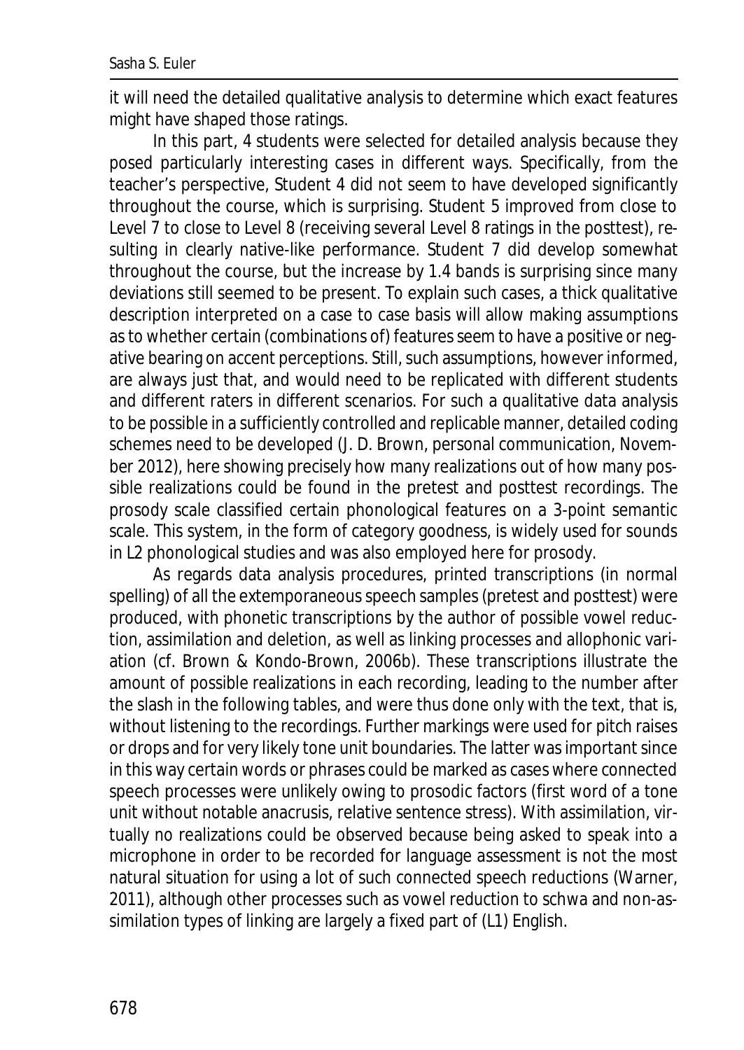it will need the detailed qualitative analysis to determine which exact features might have shaped those ratings.

In this part, 4 students were selected for detailed analysis because they posed particularly interesting cases in different ways. Specifically, from the teacher's perspective, Student 4 did not seem to have developed significantly throughout the course, which is surprising. Student 5 improved from close to Level 7 to close to Level 8 (receiving several Level 8 ratings in the posttest), resulting in clearly native-like performance. Student 7 did develop somewhat throughout the course, but the increase by 1.4 bands is surprising since many deviations still seemed to be present. To explain such cases, a thick qualitative description interpreted on a case to case basis will allow making assumptions as to whether certain (combinations of) features seem to have a positive or negative bearing on accent perceptions. Still, such assumptions, however informed, are always just that, and would need to be replicated with different students and different raters in different scenarios. For such a qualitative data analysis to be possible in a sufficiently controlled and replicable manner, detailed coding schemes need to be developed (J. D. Brown, personal communication, November 2012), here showing precisely how many realizations out of how many possible realizations could be found in the pretest and posttest recordings. The prosody scale classified certain phonological features on a 3-point semantic scale. This system, in the form of category goodness, is widely used for sounds in L2 phonological studies and was also employed here for prosody.

As regards data analysis procedures, printed transcriptions (in normal spelling) of all the extemporaneous speech samples (pretest and posttest) were produced, with phonetic transcriptions by the author of possible vowel reduction, assimilation and deletion, as well as linking processes and allophonic variation (cf. Brown & Kondo-Brown, 2006b). These transcriptions illustrate the amount of possible realizations in each recording, leading to the number after the slash in the following tables, and were thus done only with the text, that is, without listening to the recordings. Further markings were used for pitch raises or drops and for very likely tone unit boundaries. The latter was important since in this way certain words or phrases could be marked as cases where connected speech processes were unlikely owing to prosodic factors (first word of a tone unit without notable anacrusis, relative sentence stress). With assimilation, virtually no realizations could be observed because being asked to speak into a microphone in order to be recorded for language assessment is not the most natural situation for using a lot of such connected speech reductions (Warner, 2011), although other processes such as vowel reduction to schwa and non-assimilation types of linking are largely a fixed part of (L1) English.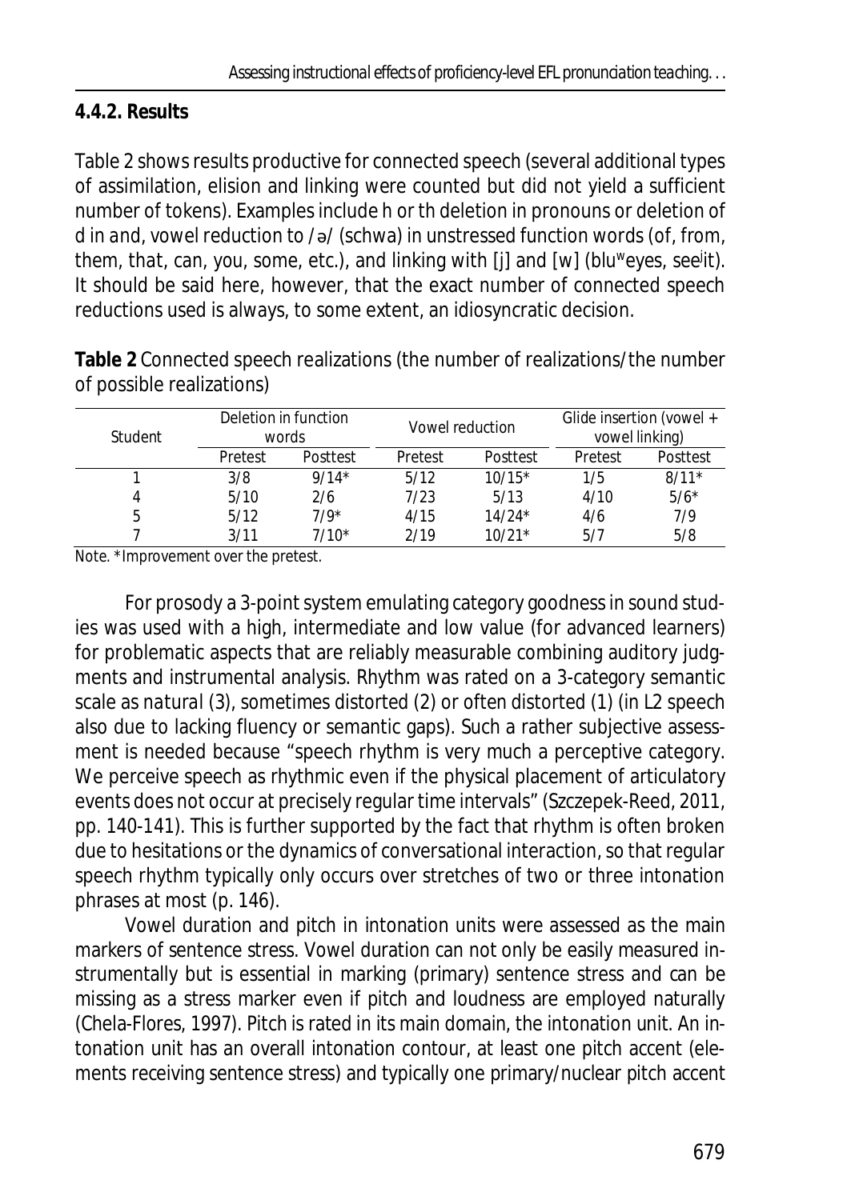### 4.4.2. Results

Table 2 shows results productive for connected speech (several additional types of assimilation, elision and linking were counted but did not yield a sufficient number of tokens). Examples include *h* or *th* deletion in pronouns or deletion of *d* in *and*, vowel reduction to /ə/ (schwa) in unstressed function words (*of, from, them, that, can, you, some*, etc.), and linking with [j] and [w] (blu$^{w}$eyes, see$^{j}$it). It should be said here, however, that the exact number of connected speech reductions used is always, to some extent, an idiosyncratic decision.

**Table 2** Connected speech realizations (the number of realizations/the number of possible realizations)

| Student | Deletion in function words | | Vowel reduction | | Glide insertion (vowel + vowel linking) | |
|---|---|---|---|---|---|---|
| | Pretest | Posttest | Pretest | Posttest | Pretest | Posttest |
| 1 | 3/8 | 9/14* | 5/12 | 10/15* | 1/5 | 8/11* |
| 4 | 5/10 | 2/6 | 7/23 | 5/13 | 4/10 | 5/6* |
| 5 | 5/12 | 7/9* | 4/15 | 14/24* | 4/6 | 7/9 |
| 7 | 3/11 | 7/10* | 2/19 | 10/21* | 5/7 | 5/8 |

*Note.* *Improvement over the pretest.

For prosody a 3-point system emulating category goodness in sound studies was used with a high, intermediate and low value (for advanced learners) for problematic aspects that are reliably measurable combining auditory judgments and instrumental analysis. Rhythm was rated on a 3-category semantic scale as *natural* (3), *sometimes distorted* (2) or *often distorted* (1) (in L2 speech also due to lacking fluency or semantic gaps). Such a rather subjective assessment is needed because "speech rhythm is very much a perceptive category. We perceive speech as rhythmic even if the physical placement of articulatory events does not occur at precisely regular time intervals" (Szczepek-Reed, 2011, pp. 140-141). This is further supported by the fact that rhythm is often broken due to hesitations or the dynamics of conversational interaction, so that regular speech rhythm typically only occurs over stretches of two or three intonation phrases at most (p. 146).

Vowel duration and pitch in intonation units were assessed as the main markers of sentence stress. Vowel duration can not only be easily measured instrumentally but is essential in marking (primary) sentence stress and can be missing as a stress marker even if pitch and loudness are employed naturally (Chela-Flores, 1997). Pitch is rated in its main domain, the intonation unit. An intonation unit has an overall intonation contour, at least one pitch accent (elements receiving sentence stress) and typically one primary/nuclear pitch accent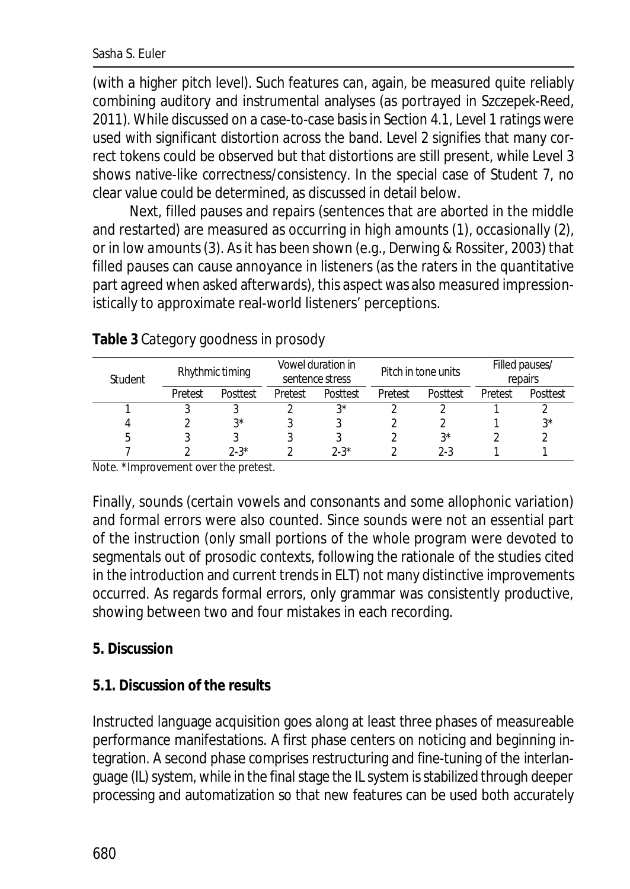(with a higher pitch level). Such features can, again, be measured quite reliably combining auditory and instrumental analyses (as portrayed in Szczepek-Reed, 2011). While discussed on a case-to-case basis in Section 4.1, Level 1 ratings were used with significant distortion across the band. Level 2 signifies that many correct tokens could be observed but that distortions are still present, while Level 3 shows native-like correctness/consistency. In the special case of Student 7, no clear value could be determined, as discussed in detail below.

Next, filled pauses and repairs (sentences that are aborted in the middle and restarted) are measured as occurring in *high amounts* (1), *occasionally* (2), or in *low amounts* (3). As it has been shown (e.g., Derwing & Rossiter, 2003) that filled pauses can cause annoyance in listeners (as the raters in the quantitative part agreed when asked afterwards), this aspect was also measured impressionistically to approximate real-world listeners' perceptions.

**Table 3** Category goodness in prosody

| Student | Rhythmic timing | | Vowel duration in sentence stress | | Pitch in tone units | | Filled pauses/ repairs | |
|---|---|---|---|---|---|---|---|---|
| | Pretest | Posttest | Pretest | Posttest | Pretest | Posttest | Pretest | Posttest |
| 1 | 3 | 3 | 2 | 3* | 2 | 2 | 1 | 2 |
| 4 | 2 | 3* | 3 | 3 | 2 | 2 | 1 | 3* |
| 5 | 3 | 3 | 3 | 3 | 2 | 3* | 2 | 2 |
| 7 | 2 | 2-3* | 2 | 2-3* | 2 | 2-3 | 1 | 1 |

*Note.* *Improvement over the pretest.

Finally, sounds (certain vowels and consonants and some allophonic variation) and formal errors were also counted. Since sounds were not an essential part of the instruction (only small portions of the whole program were devoted to segmentals out of prosodic contexts, following the rationale of the studies cited in the introduction and current trends in ELT) not many distinctive improvements occurred. As regards formal errors, only grammar was consistently productive, showing between two and four mistakes in each recording.

## 5. Discussion

### 5.1. Discussion of the results

Instructed language acquisition goes along at least three phases of measureable performance manifestations. A first phase centers on noticing and beginning integration. A second phase comprises restructuring and fine-tuning of the interlanguage (IL) system, while in the final stage the IL system is stabilized through deeper processing and automatization so that new features can be used both accurately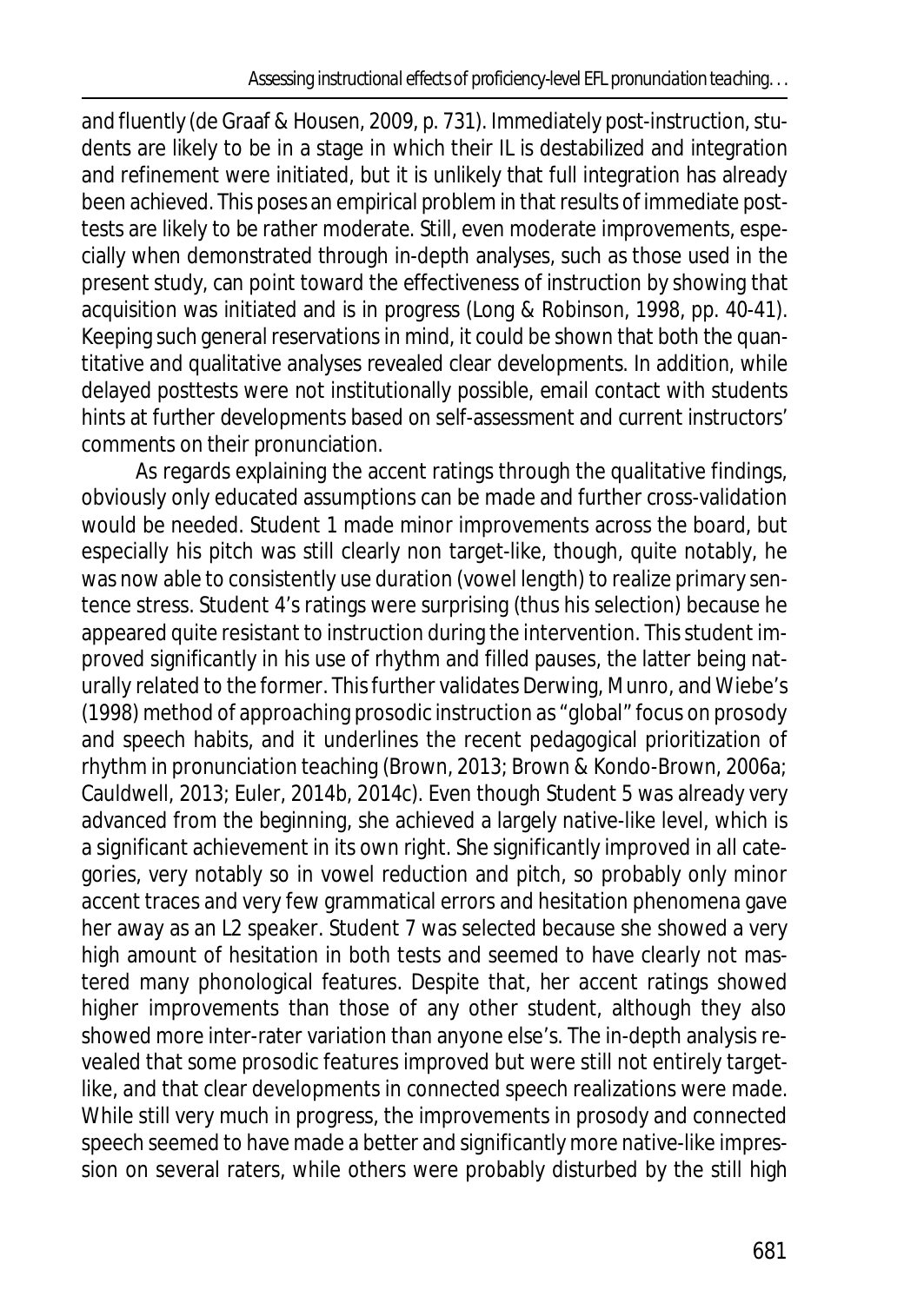and fluently (de Graaf & Housen, 2009, p. 731). Immediately post-instruction, students are likely to be in a stage in which their IL is destabilized and integration and refinement were initiated, but it is unlikely that full integration has already been achieved. This poses an empirical problem in that results of immediate posttests are likely to be rather moderate. Still, even moderate improvements, especially when demonstrated through in-depth analyses, such as those used in the present study, can point toward the effectiveness of instruction by showing that acquisition was initiated and is in progress (Long & Robinson, 1998, pp. 40-41). Keeping such general reservations in mind, it could be shown that both the quantitative and qualitative analyses revealed clear developments. In addition, while delayed posttests were not institutionally possible, email contact with students hints at further developments based on self-assessment and current instructors' comments on their pronunciation.

As regards explaining the accent ratings through the qualitative findings, obviously only educated assumptions can be made and further cross-validation would be needed. Student 1 made minor improvements across the board, but especially his pitch was still clearly non target-like, though, quite notably, he was now able to consistently use duration (vowel length) to realize primary sentence stress. Student 4's ratings were surprising (thus his selection) because he appeared quite resistant to instruction during the intervention. This student improved significantly in his use of rhythm and filled pauses, the latter being naturally related to the former. This further validates Derwing, Munro, and Wiebe's (1998) method of approaching prosodic instruction as "global" focus on prosody and speech habits, and it underlines the recent pedagogical prioritization of rhythm in pronunciation teaching (Brown, 2013; Brown & Kondo-Brown, 2006a; Cauldwell, 2013; Euler, 2014b, 2014c). Even though Student 5 was already very advanced from the beginning, she achieved a largely native-like level, which is a significant achievement in its own right. She significantly improved in all categories, very notably so in vowel reduction and pitch, so probably only minor accent traces and very few grammatical errors and hesitation phenomena gave her away as an L2 speaker. Student 7 was selected because she showed a very high amount of hesitation in both tests and seemed to have clearly not mastered many phonological features. Despite that, her accent ratings showed higher improvements than those of any other student, although they also showed more inter-rater variation than anyone else's. The in-depth analysis revealed that some prosodic features improved but were still not entirely target-like, and that clear developments in connected speech realizations were made. While still very much in progress, the improvements in prosody and connected speech seemed to have made a better and significantly more native-like impression on several raters, while others were probably disturbed by the still high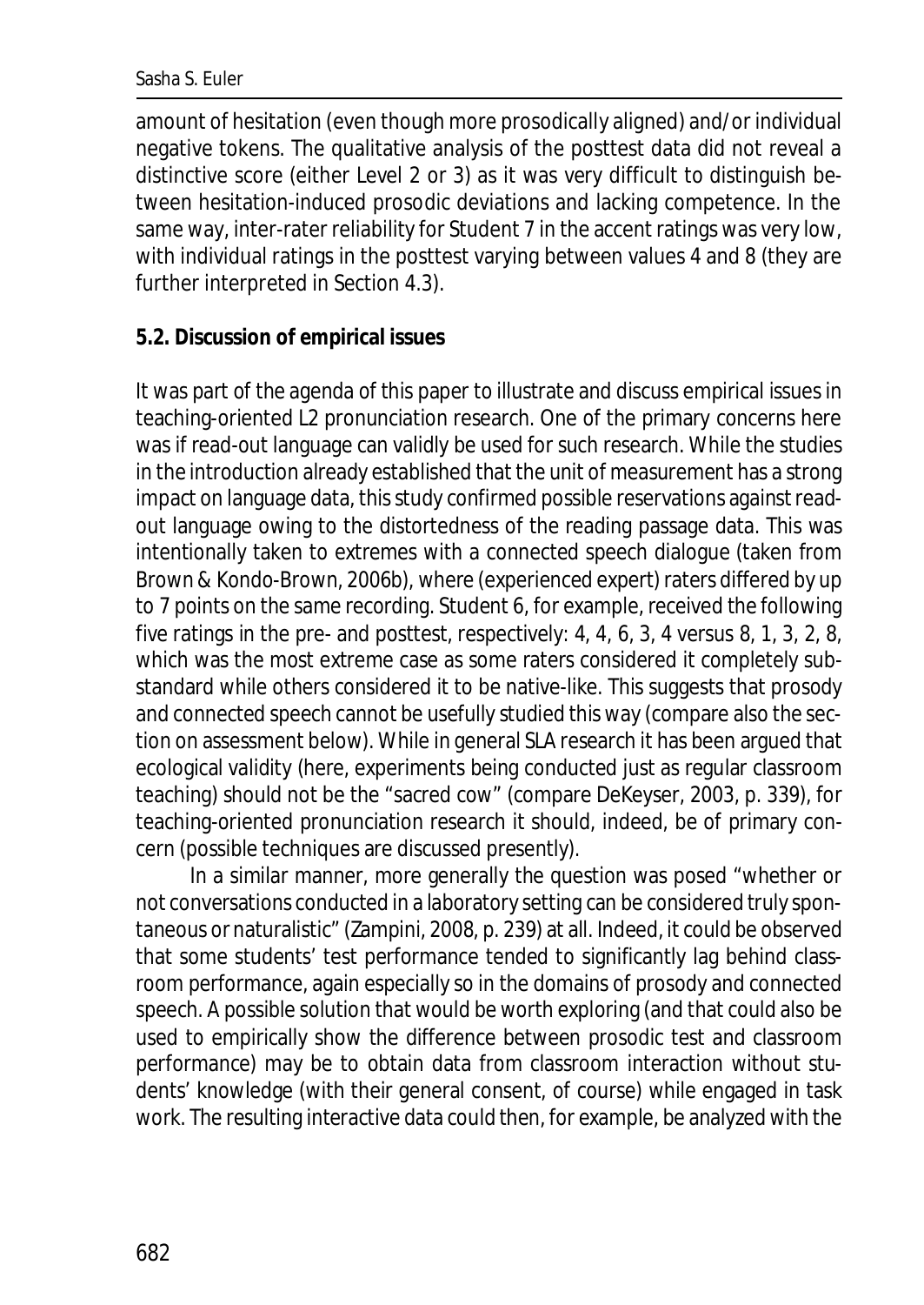amount of hesitation (even though more prosodically aligned) and/or individual negative tokens. The qualitative analysis of the posttest data did not reveal a distinctive score (either Level 2 or 3) as it was very difficult to distinguish between hesitation-induced prosodic deviations and lacking competence. In the same way, inter-rater reliability for Student 7 in the accent ratings was very low, with individual ratings in the posttest varying between values 4 and 8 (they are further interpreted in Section 4.3).

**5.2. Discussion of empirical issues**

It was part of the agenda of this paper to illustrate and discuss empirical issues in teaching-oriented L2 pronunciation research. One of the primary concerns here was if read-out language can validly be used for such research. While the studies in the introduction already established that the unit of measurement has a strong impact on language data, this study confirmed possible reservations against read-out language owing to the distortedness of the reading passage data. This was intentionally taken to extremes with a connected speech dialogue (taken from Brown & Kondo-Brown, 2006b), where (experienced expert) raters differed by up to 7 points on the same recording. Student 6, for example, received the following five ratings in the pre- and posttest, respectively: 4, 4, 6, 3, 4 versus 8, 1, 3, 2, 8, which was the most extreme case as some raters considered it completely substandard while others considered it to be native-like. This suggests that prosody and connected speech cannot be usefully studied this way (compare also the section on assessment below). While in general SLA research it has been argued that ecological validity (here, experiments being conducted just as regular classroom teaching) should not be the "sacred cow" (compare DeKeyser, 2003, p. 339), for teaching-oriented pronunciation research it should, indeed, be of primary concern (possible techniques are discussed presently).

In a similar manner, more generally the question was posed "whether or not conversations conducted in a laboratory setting can be considered truly spontaneous or naturalistic" (Zampini, 2008, p. 239) at all. Indeed, it could be observed that some students' test performance tended to significantly lag behind classroom performance, again especially so in the domains of prosody and connected speech. A possible solution that would be worth exploring (and that could also be used to empirically show the difference between prosodic test and classroom performance) may be to obtain data from classroom interaction without students' knowledge (with their general consent, of course) while engaged in task work. The resulting interactive data could then, for example, be analyzed with the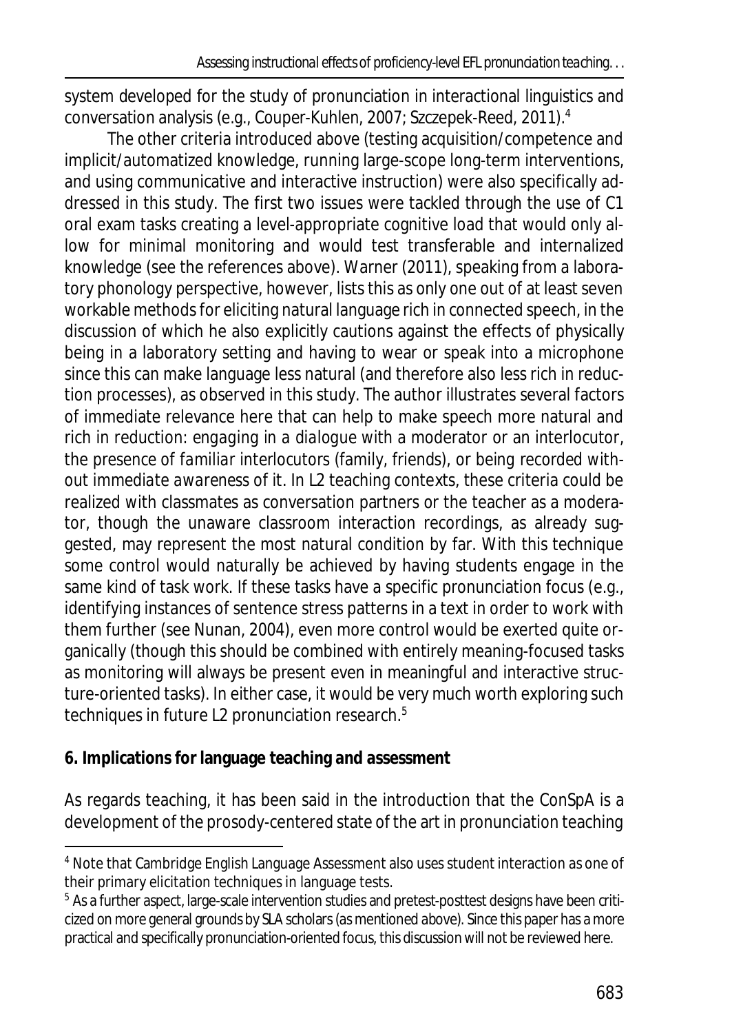system developed for the study of pronunciation in interactional linguistics and conversation analysis (e.g., Couper-Kuhlen, 2007; Szczepek-Reed, 2011).[4]

The other criteria introduced above (testing acquisition/competence and implicit/automatized knowledge, running large-scope long-term interventions, and using communicative and interactive instruction) were also specifically addressed in this study. The first two issues were tackled through the use of C1 oral exam tasks creating a level-appropriate cognitive load that would only allow for minimal monitoring and would test transferable and internalized knowledge (see the references above). Warner (2011), speaking from a laboratory phonology perspective, however, lists this as only one out of at least seven workable methods for eliciting natural language rich in connected speech, in the discussion of which he also explicitly cautions against the effects of physically being in a laboratory setting and having to wear or speak into a microphone since this can make language less natural (and therefore also less rich in reduction processes), as observed in this study. The author illustrates several factors of immediate relevance here that can help to make speech more natural and rich in reduction: *engaging in a dialogue* with a moderator or an interlocutor, the presence of *familiar interlocutors* (family, friends), or being recorded *without immediate awareness* of it. In L2 teaching contexts, these criteria could be realized with classmates as conversation partners or the teacher as a moderator, though the unaware classroom interaction recordings, as already suggested, may represent the most natural condition by far. With this technique some control would naturally be achieved by having students engage in the same kind of task work. If these tasks have a specific pronunciation focus (e.g., identifying instances of sentence stress patterns in a text in order to work with them further (see Nunan, 2004), even more control would be exerted quite organically (though this should be combined with entirely meaning-focused tasks as monitoring will always be present even in meaningful and interactive structure-oriented tasks). In either case, it would be very much worth exploring such techniques in future L2 pronunciation research.[5]

## 6. Implications for language teaching and assessment

As regards teaching, it has been said in the introduction that the ConSpA is a development of the prosody-centered state of the art in pronunciation teaching

---

[4] Note that Cambridge English Language Assessment also uses student interaction as one of their primary elicitation techniques in language tests.

[5] As a further aspect, large-scale intervention studies and pretest-posttest designs have been criticized on more general grounds by SLA scholars (as mentioned above). Since this paper has a more practical and specifically pronunciation-oriented focus, this discussion will not be reviewed here.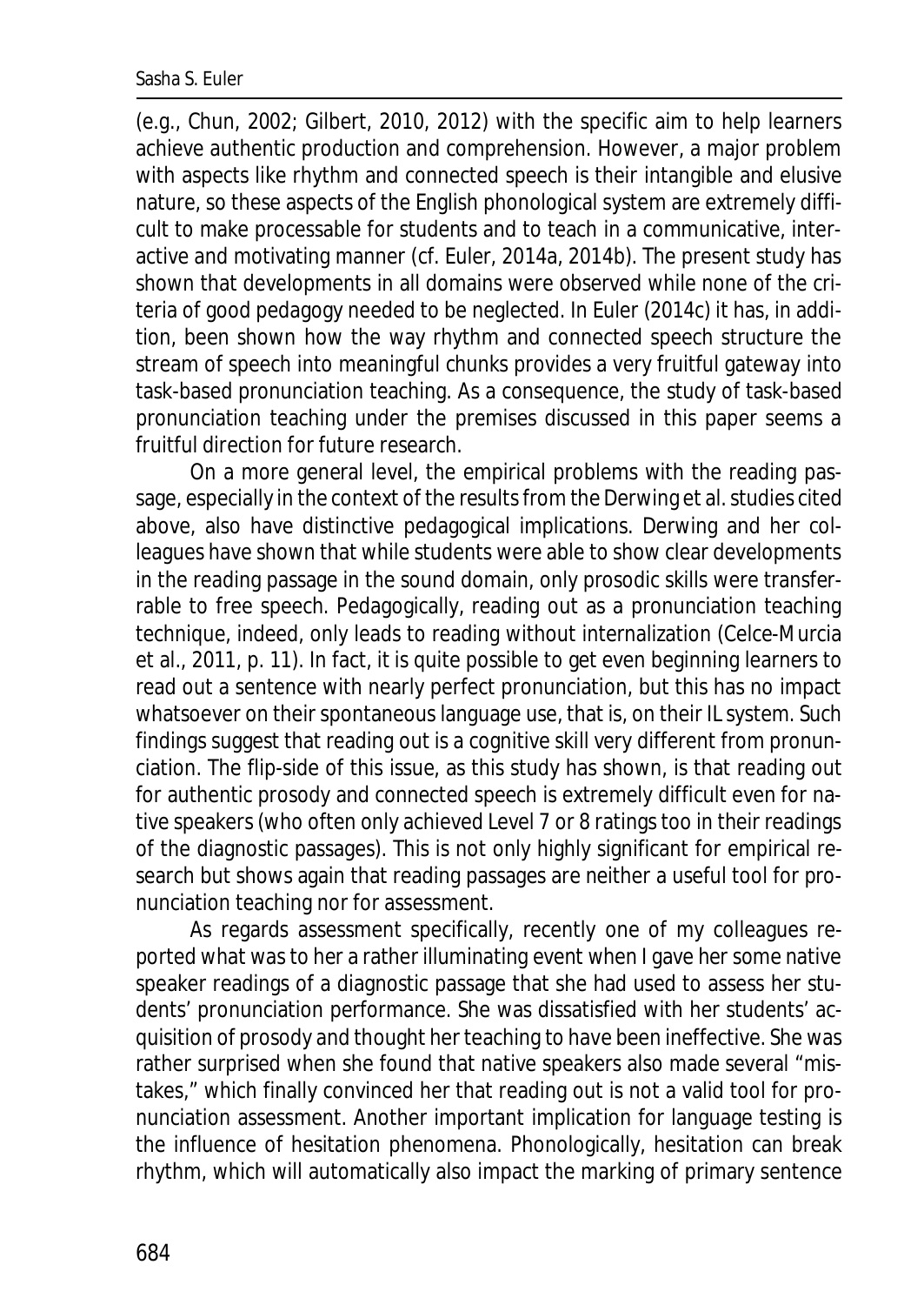(e.g., Chun, 2002; Gilbert, 2010, 2012) with the specific aim to help learners achieve authentic production and comprehension. However, a major problem with aspects like rhythm and connected speech is their intangible and elusive nature, so these aspects of the English phonological system are extremely difficult to make processable for students and to teach in a communicative, interactive and motivating manner (cf. Euler, 2014a, 2014b). The present study has shown that developments in all domains were observed while none of the criteria of good pedagogy needed to be neglected. In Euler (2014c) it has, in addition, been shown how the way rhythm and connected speech structure the stream of speech into meaningful chunks provides a very fruitful gateway into task-based pronunciation teaching. As a consequence, the study of task-based pronunciation teaching under the premises discussed in this paper seems a fruitful direction for future research.

On a more general level, the empirical problems with the reading passage, especially in the context of the results from the Derwing et al. studies cited above, also have distinctive pedagogical implications. Derwing and her colleagues have shown that while students were able to show clear developments in the reading passage in the sound domain, only prosodic skills were transferrable to free speech. Pedagogically, reading out as a pronunciation teaching technique, indeed, only leads to reading without internalization (Celce-Murcia et al., 2011, p. 11). In fact, it is quite possible to get even beginning learners to read out a sentence with nearly perfect pronunciation, but this has no impact whatsoever on their spontaneous language use, that is, on their IL system. Such findings suggest that reading out is a cognitive skill very different from pronunciation. The flip-side of this issue, as this study has shown, is that reading out for authentic prosody and connected speech is extremely difficult even for native speakers (who often only achieved Level 7 or 8 ratings too in their readings of the diagnostic passages). This is not only highly significant for empirical research but shows again that reading passages are neither a useful tool for pronunciation teaching nor for assessment.

As regards assessment specifically, recently one of my colleagues reported what was to her a rather illuminating event when I gave her some native speaker readings of a diagnostic passage that she had used to assess her students' pronunciation performance. She was dissatisfied with her students' acquisition of prosody and thought her teaching to have been ineffective. She was rather surprised when she found that native speakers also made several "mistakes," which finally convinced her that reading out is not a valid tool for pronunciation assessment. Another important implication for language testing is the influence of hesitation phenomena. Phonologically, hesitation can break rhythm, which will automatically also impact the marking of primary sentence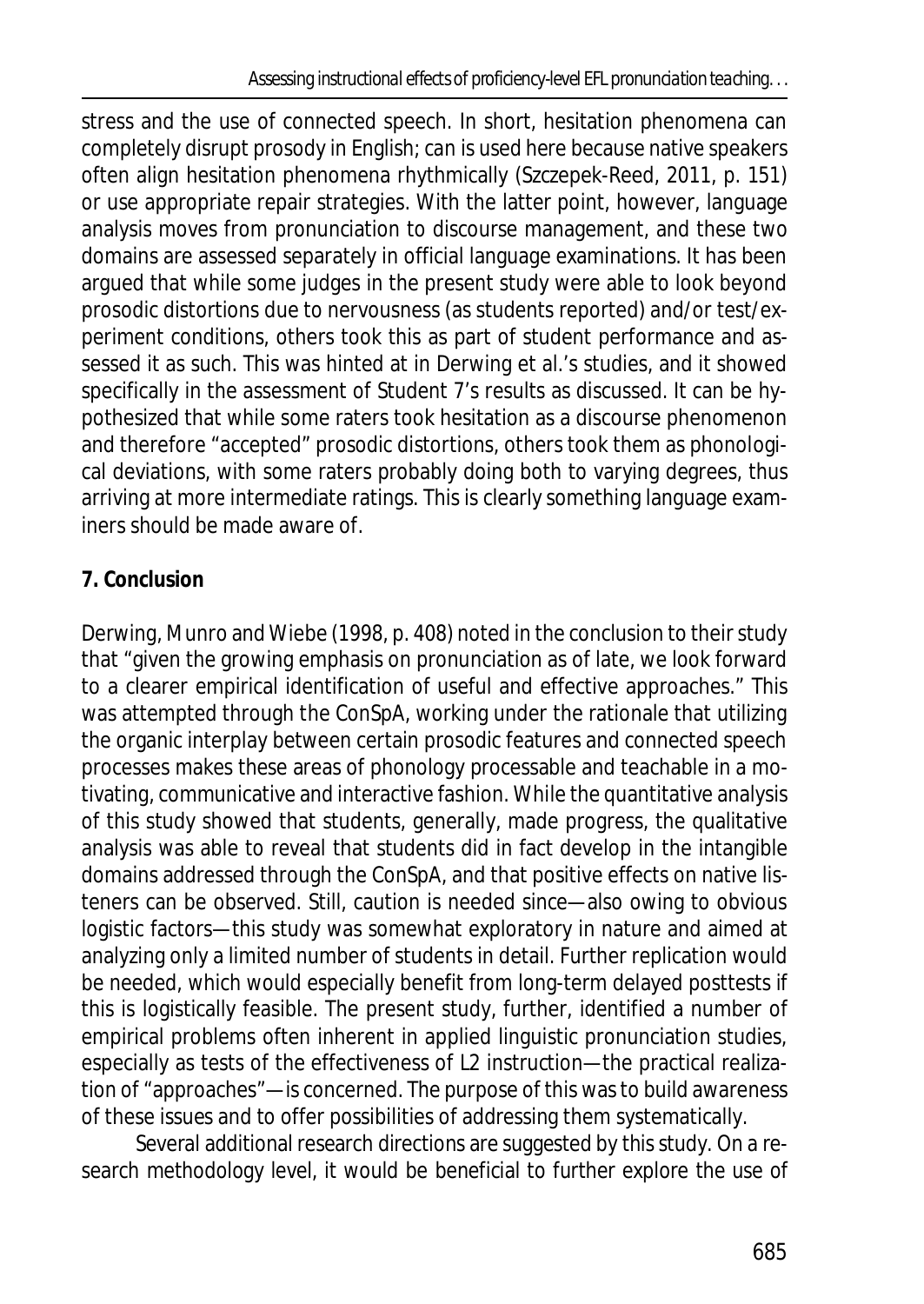stress and the use of connected speech. In short, hesitation phenomena can completely disrupt prosody in English; *can* is used here because native speakers often align hesitation phenomena rhythmically (Szczepek-Reed, 2011, p. 151) or use appropriate repair strategies. With the latter point, however, language analysis moves from pronunciation to discourse management, and these two domains are assessed separately in official language examinations. It has been argued that while some judges in the present study were able to look beyond prosodic distortions due to nervousness (as students reported) and/or test/experiment conditions, others took this as part of student performance and assessed it as such. This was hinted at in Derwing et al.'s studies, and it showed specifically in the assessment of Student 7's results as discussed. It can be hypothesized that while some raters took hesitation as a discourse phenomenon and therefore "accepted" prosodic distortions, others took them as phonological deviations, with some raters probably doing both to varying degrees, thus arriving at more intermediate ratings. This is clearly something language examiners should be made aware of.

## 7. Conclusion

Derwing, Munro and Wiebe (1998, p. 408) noted in the conclusion to their study that "given the growing emphasis on pronunciation as of late, we look forward to a clearer empirical identification of useful and effective approaches." This was attempted through the ConSpA, working under the rationale that utilizing the organic interplay between certain prosodic features and connected speech processes makes these areas of phonology processable and teachable in a motivating, communicative and interactive fashion. While the quantitative analysis of this study showed that students, generally, made progress, the qualitative analysis was able to reveal that students did in fact develop in the intangible domains addressed through the ConSpA, and that positive effects on native listeners can be observed. Still, caution is needed since—also owing to obvious logistic factors—this study was somewhat exploratory in nature and aimed at analyzing only a limited number of students in detail. Further replication would be needed, which would especially benefit from long-term delayed posttests if this is logistically feasible. The present study, further, identified a number of empirical problems often inherent in applied linguistic pronunciation studies, especially as tests of the effectiveness of L2 instruction—the practical realization of "approaches"—is concerned. The purpose of this was to build awareness of these issues and to offer possibilities of addressing them systematically.

Several additional research directions are suggested by this study. On a research methodology level, it would be beneficial to further explore the use of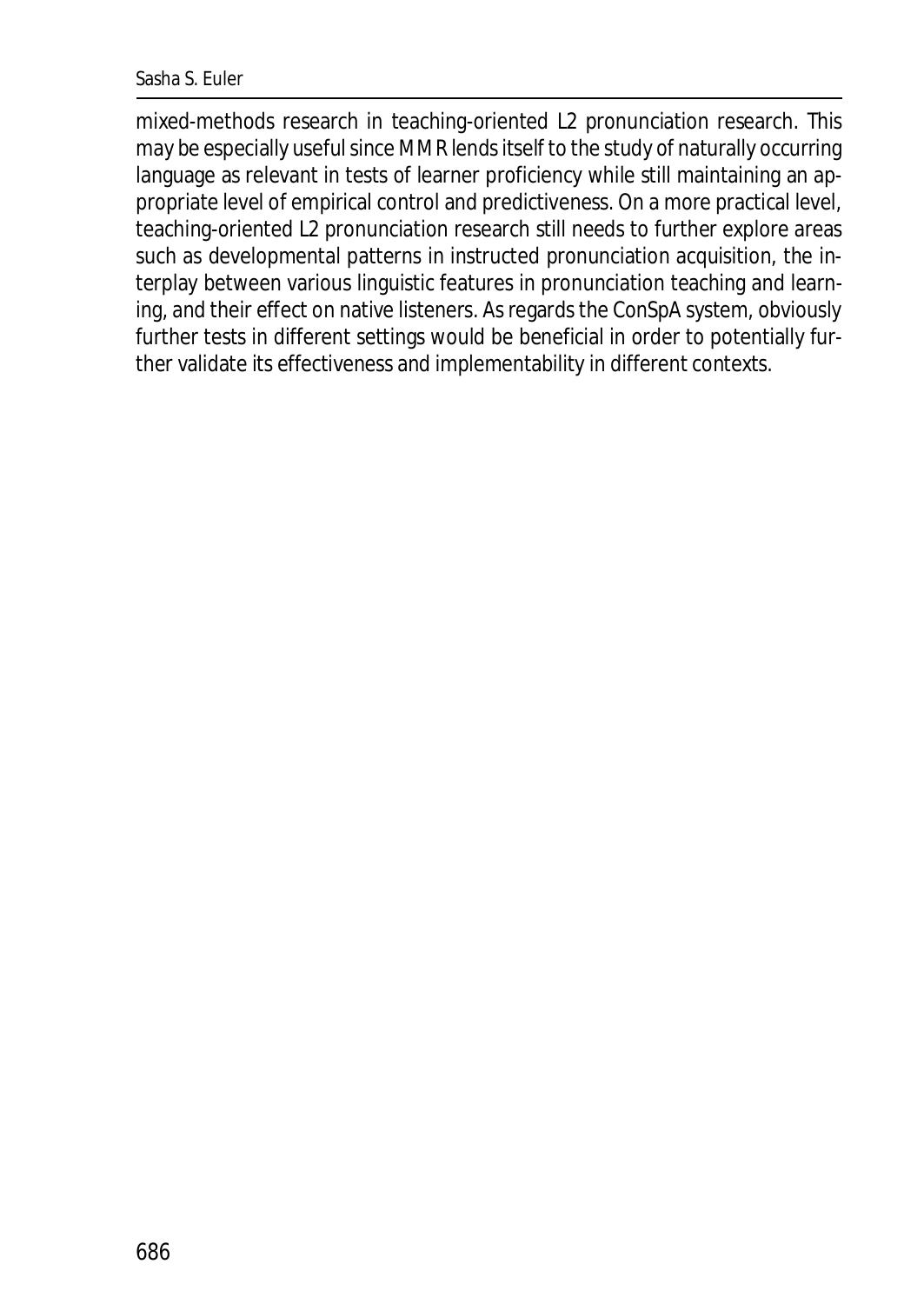mixed-methods research in teaching-oriented L2 pronunciation research. This may be especially useful since MMR lends itself to the study of naturally occurring language as relevant in tests of learner proficiency while still maintaining an appropriate level of empirical control and predictiveness. On a more practical level, teaching-oriented L2 pronunciation research still needs to further explore areas such as developmental patterns in instructed pronunciation acquisition, the interplay between various linguistic features in pronunciation teaching and learning, and their effect on native listeners. As regards the ConSpA system, obviously further tests in different settings would be beneficial in order to potentially further validate its effectiveness and implementability in different contexts.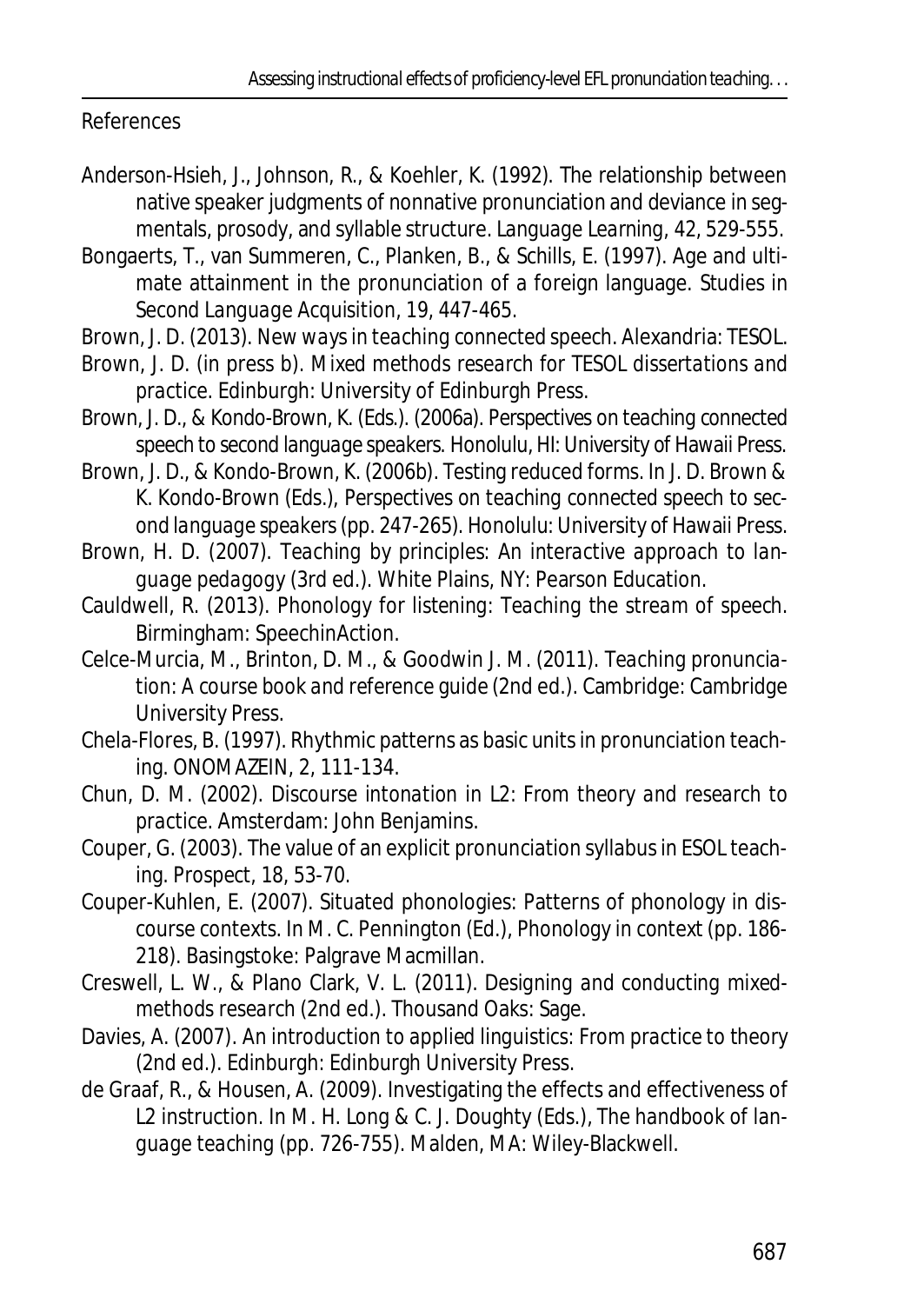## References

Anderson-Hsieh, J., Johnson, R., & Koehler, K. (1992). The relationship between native speaker judgments of nonnative pronunciation and deviance in segmentals, prosody, and syllable structure. *Language Learning, 42*, 529-555.

Bongaerts, T., van Summeren, C., Planken, B., & Schills, E. (1997). Age and ultimate attainment in the pronunciation of a foreign language. *Studies in Second Language Acquisition, 19*, 447-465.

Brown, J. D. (2013). *New ways in teaching connected speech*. Alexandria: TESOL.

Brown, J. D. (in press b). *Mixed methods research for TESOL dissertations and practice*. Edinburgh: University of Edinburgh Press.

Brown, J. D., & Kondo-Brown, K. (Eds.). (2006a). *Perspectives on teaching connected speech to second language speakers*. Honolulu, HI: University of Hawaii Press.

Brown, J. D., & Kondo-Brown, K. (2006b). Testing reduced forms. In J. D. Brown & K. Kondo-Brown (Eds.), *Perspectives on teaching connected speech to second language speakers* (pp. 247-265). Honolulu: University of Hawaii Press.

Brown, H. D. (2007). *Teaching by principles: An interactive approach to language pedagogy* (3rd ed.). White Plains, NY: Pearson Education.

Cauldwell, R. (2013). *Phonology for listening: Teaching the stream of speech*. Birmingham: SpeechinAction.

Celce-Murcia, M., Brinton, D. M., & Goodwin J. M. (2011). *Teaching pronunciation: A course book and reference guide* (2nd ed.). Cambridge: Cambridge University Press.

Chela-Flores, B. (1997). Rhythmic patterns as basic units in pronunciation teaching. *ONOMAZEIN, 2*, 111-134.

Chun, D. M. (2002). *Discourse intonation in L2: From theory and research to practice*. Amsterdam: John Benjamins.

Couper, G. (2003). The value of an explicit pronunciation syllabus in ESOL teaching. *Prospect, 18*, 53-70.

Couper-Kuhlen, E. (2007). Situated phonologies: Patterns of phonology in discourse contexts. In M. C. Pennington (Ed.), *Phonology in context* (pp. 186-218). Basingstoke: Palgrave Macmillan.

Creswell, L. W., & Plano Clark, V. L. (2011). *Designing and conducting mixed-methods research* (2nd ed.). Thousand Oaks: Sage.

Davies, A. (2007). *An introduction to applied linguistics: From practice to theory* (2nd ed.). Edinburgh: Edinburgh University Press.

de Graaf, R., & Housen, A. (2009). Investigating the effects and effectiveness of L2 instruction. In M. H. Long & C. J. Doughty (Eds.), *The handbook of language teaching* (pp. 726-755). Malden, MA: Wiley-Blackwell.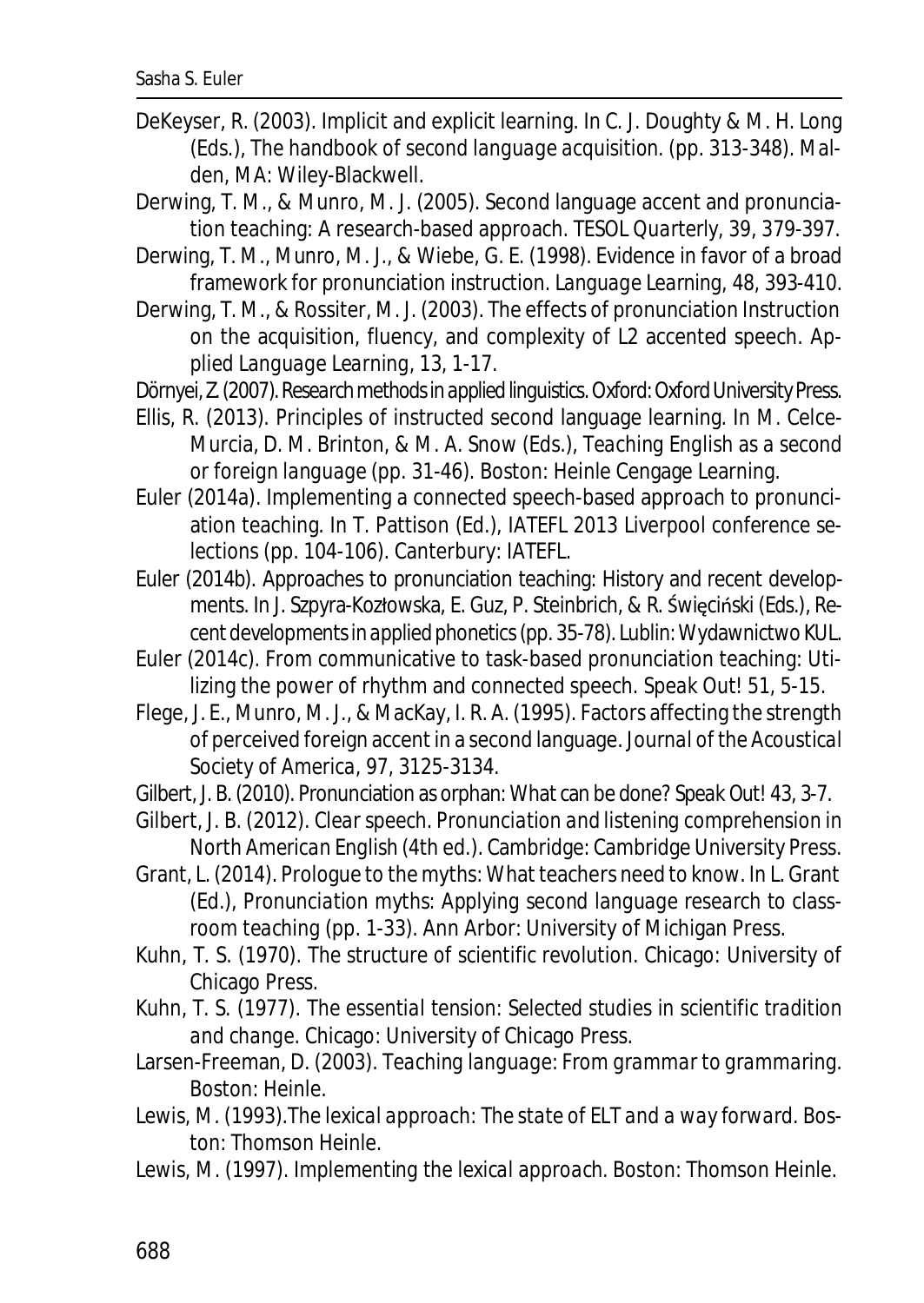DeKeyser, R. (2003). Implicit and explicit learning. In C. J. Doughty & M. H. Long (Eds.), *The handbook of second language acquisition.* (pp. 313-348). Malden, MA: Wiley-Blackwell.

Derwing, T. M., & Munro, M. J. (2005). Second language accent and pronunciation teaching: A research-based approach. *TESOL Quarterly, 39*, 379-397.

Derwing, T. M., Munro, M. J., & Wiebe, G. E. (1998). Evidence in favor of a broad framework for pronunciation instruction. *Language Learning, 48*, 393-410.

Derwing, T. M., & Rossiter, M. J. (2003). The effects of pronunciation Instruction on the acquisition, fluency, and complexity of L2 accented speech. *Applied Language Learning, 13*, 1-17.

Dörnyei, Z. (2007). *Research methods in applied linguistics*. Oxford: Oxford University Press.

Ellis, R. (2013). Principles of instructed second language learning. In M. Celce-Murcia, D. M. Brinton, & M. A. Snow (Eds.), *Teaching English as a second or foreign language* (pp. 31-46). Boston: Heinle Cengage Learning.

Euler (2014a). Implementing a connected speech-based approach to pronunciation teaching. In T. Pattison (Ed.), *IATEFL 2013 Liverpool conference selections* (pp. 104-106). Canterbury: IATEFL.

Euler (2014b). Approaches to pronunciation teaching: History and recent developments. In J. Szpyra-Kozłowska, E. Guz, P. Steinbrich, & R. Święciński (Eds.), *Recent developments in applied phonetics* (pp. 35-78). Lublin: Wydawnictwo KUL.

Euler (2014c). From communicative to task-based pronunciation teaching: Utilizing the power of rhythm and connected speech. *Speak Out! 51*, 5-15.

Flege, J. E., Munro, M. J., & MacKay, I. R. A. (1995). Factors affecting the strength of perceived foreign accent in a second language. *Journal of the Acoustical Society of America, 97*, 3125-3134.

Gilbert, J. B. (2010). Pronunciation as orphan: What can be done? *Speak Out! 43*, 3-7.

Gilbert, J. B. (2012). *Clear speech. Pronunciation and listening comprehension in North American English* (4th ed.). Cambridge: Cambridge University Press.

Grant, L. (2014). Prologue to the myths: What teachers need to know. In L. Grant (Ed.), *Pronunciation myths: Applying second language research to classroom teaching* (pp. 1-33). Ann Arbor: University of Michigan Press.

Kuhn, T. S. (1970). *The structure of scientific revolution*. Chicago: University of Chicago Press.

Kuhn, T. S. (1977). *The essential tension: Selected studies in scientific tradition and change*. Chicago: University of Chicago Press.

Larsen-Freeman, D. (2003). *Teaching language: From grammar to grammaring*. Boston: Heinle.

Lewis, M. (1993).*The lexical approach: The state of ELT and a way forward*. Boston: Thomson Heinle.

Lewis, M. (1997). *Implementing the lexical approach*. Boston: Thomson Heinle.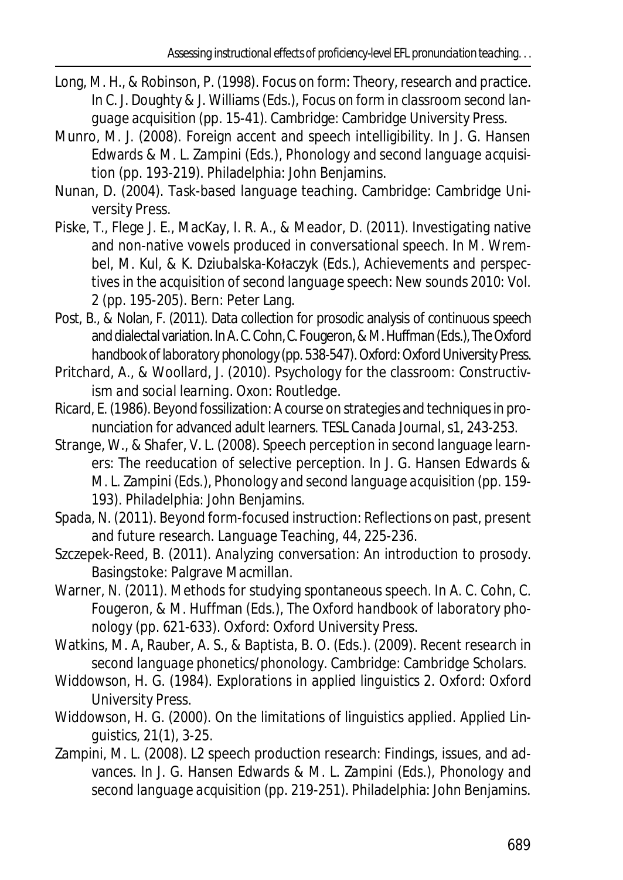Long, M. H., & Robinson, P. (1998). Focus on form: Theory, research and practice. In C. J. Doughty & J. Williams (Eds.), *Focus on form in classroom second language acquisition* (pp. 15-41). Cambridge: Cambridge University Press.

Munro, M. J. (2008). Foreign accent and speech intelligibility. In J. G. Hansen Edwards & M. L. Zampini (Eds.), *Phonology and second language acquisition* (pp. 193-219). Philadelphia: John Benjamins.

Nunan, D. (2004). *Task-based language teaching*. Cambridge: Cambridge University Press.

Piske, T., Flege J. E., MacKay, I. R. A., & Meador, D. (2011). Investigating native and non-native vowels produced in conversational speech. In M. Wrembel, M. Kul, & K. Dziubalska-Kołaczyk (Eds.), *Achievements and perspectives in the acquisition of second language speech: New sounds 2010: Vol. 2* (pp. 195-205). Bern: Peter Lang.

Post, B., & Nolan, F. (2011). Data collection for prosodic analysis of continuous speech and dialectal variation. In A. C. Cohn, C. Fougeron, & M. Huffman (Eds.), *The Oxford handbook of laboratory phonology* (pp. 538-547). Oxford: Oxford University Press.

Pritchard, A., & Woollard, J. (2010). *Psychology for the classroom: Constructivism and social learning*. Oxon: Routledge.

Ricard, E. (1986). Beyond fossilization: A course on strategies and techniques in pronunciation for advanced adult learners. *TESL Canada Journal*, s1, 243-253.

Strange, W., & Shafer, V. L. (2008). Speech perception in second language learners: The reeducation of selective perception. In J. G. Hansen Edwards & M. L. Zampini (Eds.), *Phonology and second language acquisition* (pp. 159-193). Philadelphia: John Benjamins.

Spada, N. (2011). Beyond form-focused instruction: Reflections on past, present and future research. *Language Teaching*, 44, 225-236.

Szczepek-Reed, B. (2011). *Analyzing conversation: An introduction to prosody*. Basingstoke: Palgrave Macmillan.

Warner, N. (2011). Methods for studying spontaneous speech. In A. C. Cohn, C. Fougeron, & M. Huffman (Eds.), *The Oxford handbook of laboratory phonology* (pp. 621-633). Oxford: Oxford University Press.

Watkins, M. A, Rauber, A. S., & Baptista, B. O. (Eds.). (2009). *Recent research in second language phonetics/phonology*. Cambridge: Cambridge Scholars.

Widdowson, H. G. (1984). *Explorations in applied linguistics 2*. Oxford: Oxford University Press.

Widdowson, H. G. (2000). On the limitations of linguistics applied. *Applied Linguistics*, 21(1), 3-25.

Zampini, M. L. (2008). L2 speech production research: Findings, issues, and advances. In J. G. Hansen Edwards & M. L. Zampini (Eds.), *Phonology and second language acquisition* (pp. 219-251). Philadelphia: John Benjamins.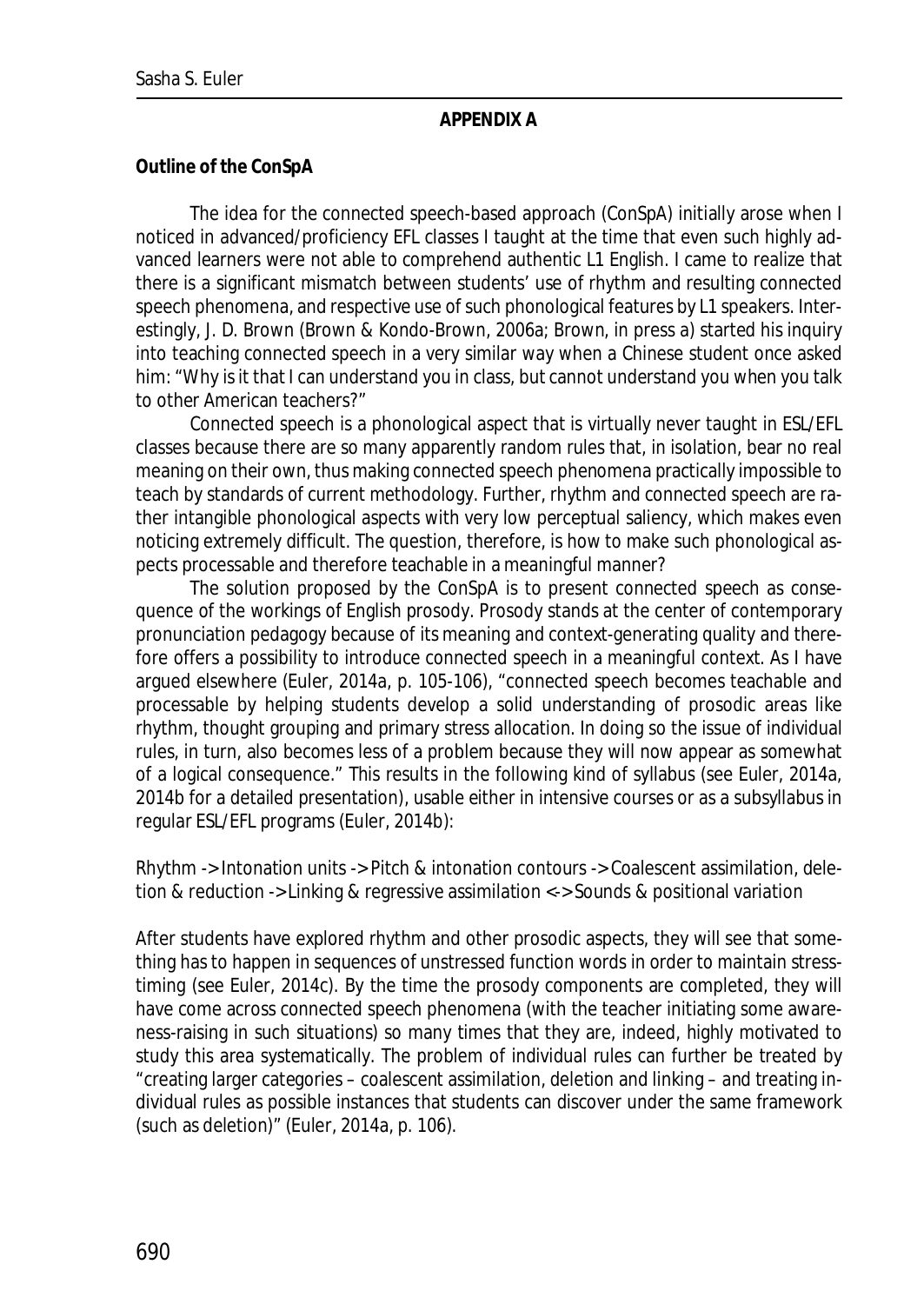## APPENDIX A

**Outline of the ConSpA**

The idea for the connected speech-based approach (ConSpA) initially arose when I noticed in advanced/proficiency EFL classes I taught at the time that even such highly advanced learners were not able to comprehend authentic L1 English. I came to realize that there is a significant mismatch between students' use of rhythm and resulting connected speech phenomena, and respective use of such phonological features by L1 speakers. Interestingly, J. D. Brown (Brown & Kondo-Brown, 2006a; Brown, in press a) started his inquiry into teaching connected speech in a very similar way when a Chinese student once asked him: "Why is it that I can understand you in class, but cannot understand you when you talk to other American teachers?"

Connected speech is a phonological aspect that is virtually never taught in ESL/EFL classes because there are so many apparently random rules that, in isolation, bear no real meaning on their own, thus making connected speech phenomena practically impossible to teach by standards of current methodology. Further, rhythm and connected speech are rather intangible phonological aspects with very low perceptual saliency, which makes even noticing extremely difficult. The question, therefore, is how to make such phonological aspects processable and therefore teachable in a meaningful manner?

The solution proposed by the ConSpA is to present connected speech as consequence of the workings of English prosody. Prosody stands at the center of contemporary pronunciation pedagogy because of its meaning and context-generating quality and therefore offers a possibility to introduce connected speech in a meaningful context. As I have argued elsewhere (Euler, 2014a, p. 105-106), "connected speech becomes teachable and processable by helping students develop a solid understanding of prosodic areas like rhythm, thought grouping and primary stress allocation. In doing so the issue of individual rules, in turn, also becomes less of a problem because they will now appear as somewhat of a logical consequence." This results in the following kind of syllabus (see Euler, 2014a, 2014b for a detailed presentation), usable either in intensive courses or as a subsyllabus in regular ESL/EFL programs (Euler, 2014b):

Rhythm -> Intonation units -> Pitch & intonation contours -> Coalescent assimilation, deletion & reduction -> Linking & regressive assimilation <-> Sounds & positional variation

After students have explored rhythm and other prosodic aspects, they will see that something has to happen in sequences of unstressed function words in order to maintain stress-timing (see Euler, 2014c). By the time the prosody components are completed, they will have come across connected speech phenomena (with the teacher initiating some awareness-raising in such situations) so many times that they are, indeed, highly motivated to study this area systematically. The problem of individual rules can further be treated by "creating larger categories – coalescent assimilation, deletion and linking – and treating individual rules as possible instances that students can discover under the same framework (such as deletion)" (Euler, 2014a, p. 106).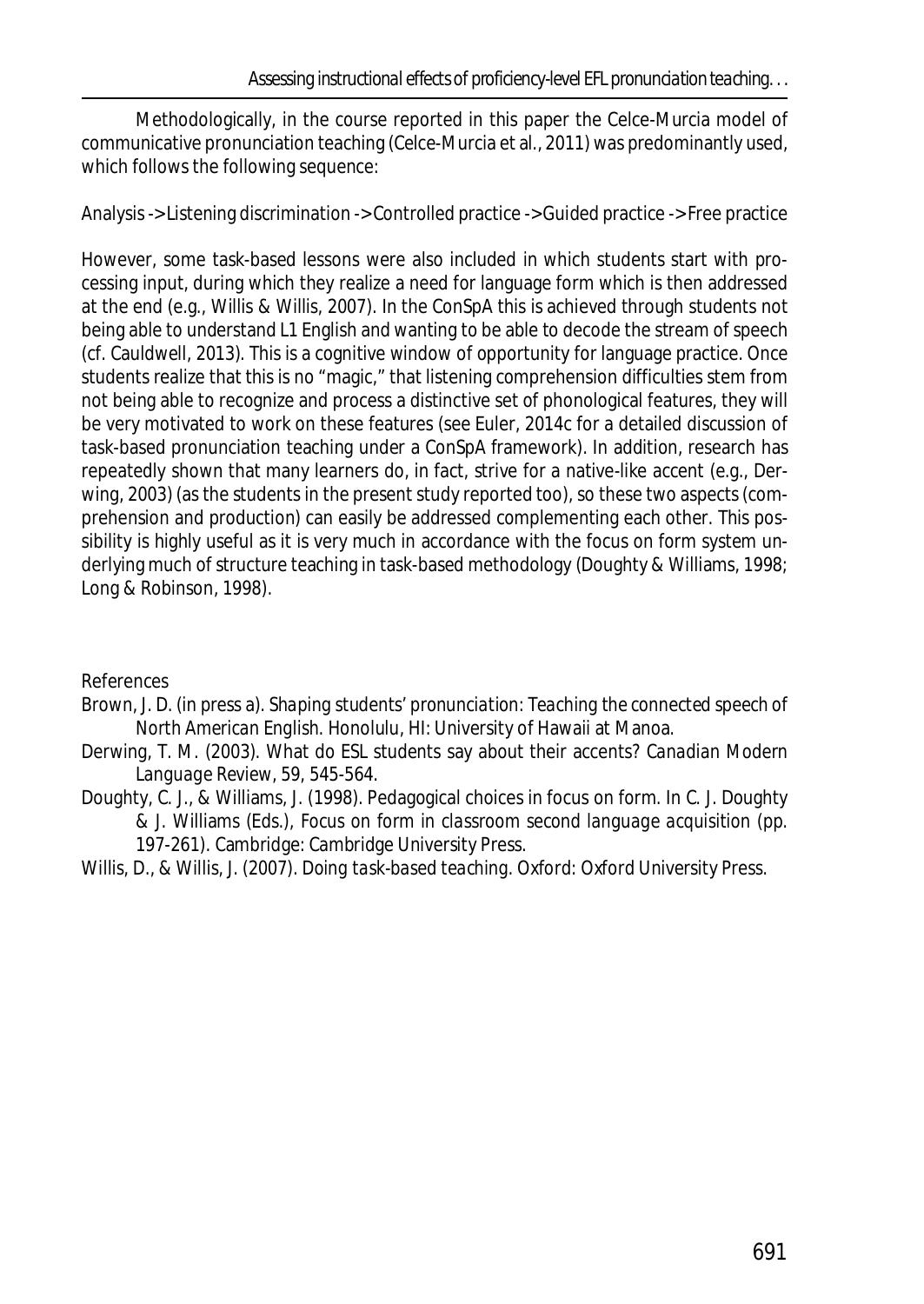Methodologically, in the course reported in this paper the Celce-Murcia model of communicative pronunciation teaching (Celce-Murcia et al., 2011) was predominantly used, which follows the following sequence:

Analysis -> Listening discrimination -> Controlled practice -> Guided practice -> Free practice

However, some task-based lessons were also included in which students start with processing input, during which they realize a need for language form which is then addressed at the end (e.g., Willis & Willis, 2007). In the ConSpA this is achieved through students not being able to understand L1 English and wanting to be able to decode the stream of speech (cf. Cauldwell, 2013). This is a cognitive window of opportunity for language practice. Once students realize that this is no "magic," that listening comprehension difficulties stem from not being able to recognize and process a distinctive set of phonological features, they will be very motivated to work on these features (see Euler, 2014c for a detailed discussion of task-based pronunciation teaching under a ConSpA framework). In addition, research has repeatedly shown that many learners do, in fact, strive for a native-like accent (e.g., Derwing, 2003) (as the students in the present study reported too), so these two aspects (comprehension and production) can easily be addressed complementing each other. This possibility is highly useful as it is very much in accordance with the focus on form system underlying much of structure teaching in task-based methodology (Doughty & Williams, 1998; Long & Robinson, 1998).

References

Brown, J. D. (in press a). *Shaping students' pronunciation: Teaching the connected speech of North American English*. Honolulu, HI: University of Hawaii at Manoa.

Derwing, T. M. (2003). What do ESL students say about their accents? *Canadian Modern Language Review*, 59, 545-564.

Doughty, C. J., & Williams, J. (1998). Pedagogical choices in focus on form. In C. J. Doughty & J. Williams (Eds.), *Focus on form in classroom second language acquisition* (pp. 197-261). Cambridge: Cambridge University Press.

Willis, D., & Willis, J. (2007). *Doing task-based teaching*. Oxford: Oxford University Press.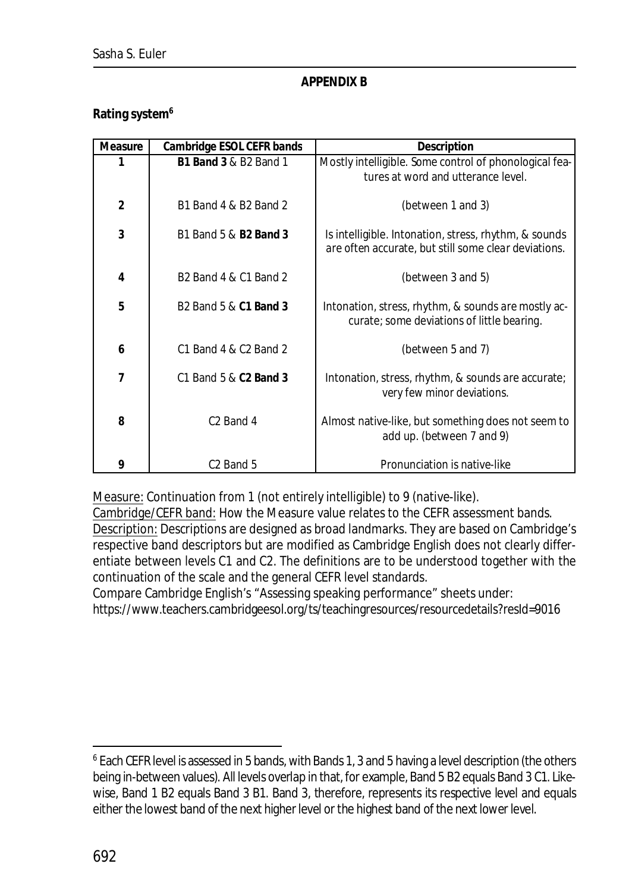## APPENDIX B

**Rating system**[6]

| Measure | Cambridge ESOL CEFR bands | Description |
|---|---|---|
| 1 | **B1 Band 3** & B2 Band 1 | Mostly intelligible. Some control of phonological features at word and utterance level. |
| 2 | B1 Band 4 & B2 Band 2 | (between 1 and 3) |
| 3 | B1 Band 5 & **B2 Band 3** | Is intelligible. Intonation, stress, rhythm, & sounds are often accurate, but still some clear deviations. |
| 4 | B2 Band 4 & C1 Band 2 | (between 3 and 5) |
| 5 | B2 Band 5 & **C1 Band 3** | Intonation, stress, rhythm, & sounds are mostly accurate; some deviations of little bearing. |
| 6 | C1 Band 4 & C2 Band 2 | (between 5 and 7) |
| 7 | C1 Band 5 & **C2 Band 3** | Intonation, stress, rhythm, & sounds are accurate; very few minor deviations. |
| 8 | C2 Band 4 | Almost native-like, but something does not seem to add up. (between 7 and 9) |
| 9 | C2 Band 5 | Pronunciation is native-like |

Measure: Continuation from 1 (not entirely intelligible) to 9 (native-like).
Cambridge/CEFR band: How the Measure value relates to the CEFR assessment bands.
Description: Descriptions are designed as broad landmarks. They are based on Cambridge's respective band descriptors but are modified as Cambridge English does not clearly differentiate between levels C1 and C2. The definitions are to be understood together with the continuation of the scale and the general CEFR level standards.
Compare Cambridge English's "Assessing speaking performance" sheets under:
https://www.teachers.cambridgeesol.org/ts/teachingresources/resourcedetails?resId=9016

[6] Each CEFR level is assessed in 5 bands, with Bands 1, 3 and 5 having a level description (the others being in-between values). All levels overlap in that, for example, Band 5 B2 equals Band 3 C1. Likewise, Band 1 B2 equals Band 3 B1. Band 3, therefore, represents its respective level and equals either the lowest band of the next higher level or the highest band of the next lower level.